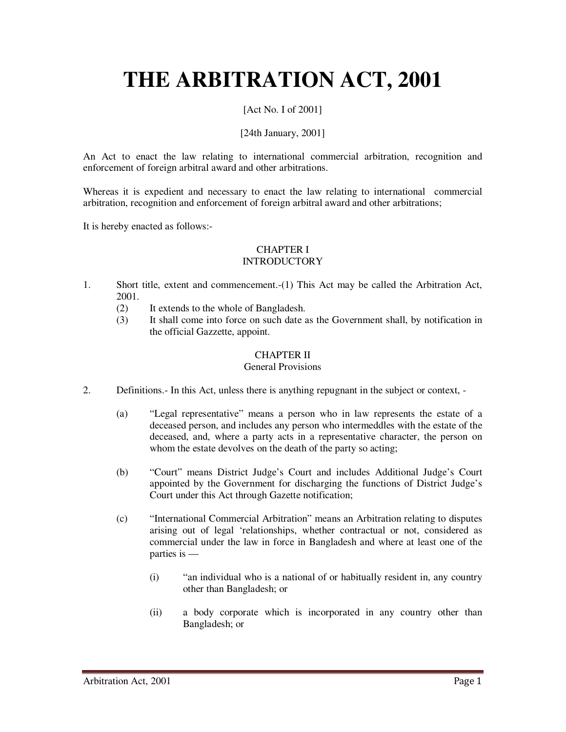# THE ARBITRATION ACT, 2001

[Act No. I of 2001]

[24th January, 2001]

An Act to enact the law relating to international commercial arbitration, recognition and enforcement of foreign arbitral award and other arbitrations.

Whereas it is expedient and necessary to enact the law relating to international commercial arbitration, recognition and enforcement of foreign arbitral award and other arbitrations;

It is hereby enacted as follows:-

## CHAPTER I
## INTRODUCTORY

1. Short title, extent and commencement.-(1) This Act may be called the Arbitration Act, 2001.
   (2) It extends to the whole of Bangladesh.
   (3) It shall come into force on such date as the Government shall, by notification in the official Gazzette, appoint.

## CHAPTER II
## General Provisions

2. Definitions.- In this Act, unless there is anything repugnant in the subject or context, -

   (a) "Legal representative" means a person who in law represents the estate of a deceased person, and includes any person who intermeddles with the estate of the deceased, and, where a party acts in a representative character, the person on whom the estate devolves on the death of the party so acting;

   (b) "Court" means District Judge's Court and includes Additional Judge's Court appointed by the Government for discharging the functions of District Judge's Court under this Act through Gazette notification;

   (c) "International Commercial Arbitration" means an Arbitration relating to disputes arising out of legal 'relationships, whether contractual or not, considered as commercial under the law in force in Bangladesh and where at least one of the parties is —

      (i) "an individual who is a national of or habitually resident in, any country other than Bangladesh; or

      (ii) a body corporate which is incorporated in any country other than Bangladesh; or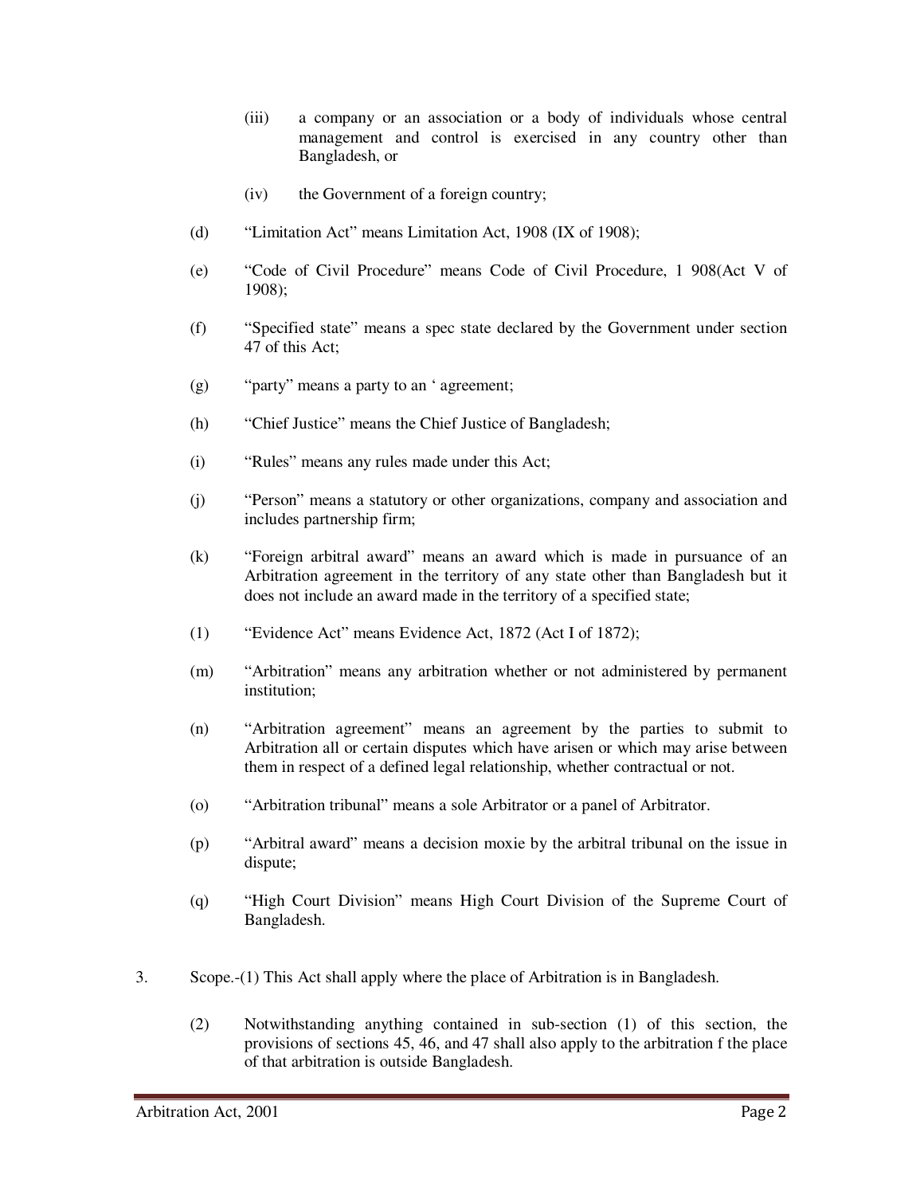(iii) a company or an association or a body of individuals whose central management and control is exercised in any country other than Bangladesh, or

(iv) the Government of a foreign country;

(d) “Limitation Act” means Limitation Act, 1908 (IX of 1908);

(e) “Code of Civil Procedure” means Code of Civil Procedure, 1 908(Act V of 1908);

(f) “Specified state” means a spec state declared by the Government under section 47 of this Act;

(g) “party” means a party to an ‘ agreement;

(h) “Chief Justice” means the Chief Justice of Bangladesh;

(i) “Rules” means any rules made under this Act;

(j) “Person” means a statutory or other organizations, company and association and includes partnership firm;

(k) “Foreign arbitral award” means an award which is made in pursuance of an Arbitration agreement in the territory of any state other than Bangladesh but it does not include an award made in the territory of a specified state;

(1) “Evidence Act” means Evidence Act, 1872 (Act I of 1872);

(m) “Arbitration” means any arbitration whether or not administered by permanent institution;

(n) “Arbitration agreement” means an agreement by the parties to submit to Arbitration all or certain disputes which have arisen or which may arise between them in respect of a defined legal relationship, whether contractual or not.

(o) “Arbitration tribunal” means a sole Arbitrator or a panel of Arbitrator.

(p) “Arbitral award” means a decision moxie by the arbitral tribunal on the issue in dispute;

(q) “High Court Division” means High Court Division of the Supreme Court of Bangladesh.

3. Scope.-(1) This Act shall apply where the place of Arbitration is in Bangladesh.

(2) Notwithstanding anything contained in sub-section (1) of this section, the provisions of sections 45, 46, and 47 shall also apply to the arbitration f the place of that arbitration is outside Bangladesh.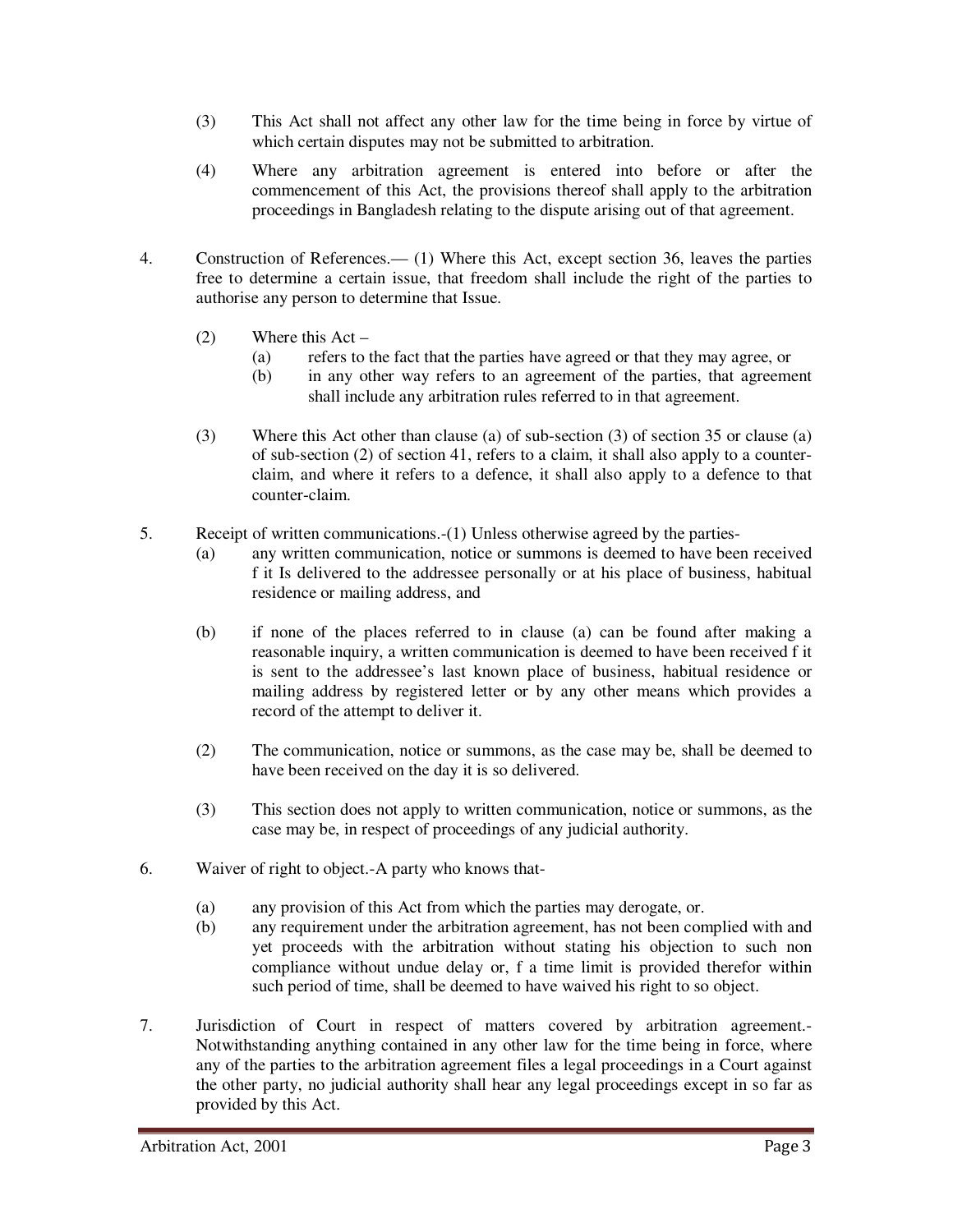(3) This Act shall not affect any other law for the time being in force by virtue of which certain disputes may not be submitted to arbitration.

(4) Where any arbitration agreement is entered into before or after the commencement of this Act, the provisions thereof shall apply to the arbitration proceedings in Bangladesh relating to the dispute arising out of that agreement.

4. Construction of References.— (1) Where this Act, except section 36, leaves the parties free to determine a certain issue, that freedom shall include the right of the parties to authorise any person to determine that Issue.

(2) Where this Act –
   (a) refers to the fact that the parties have agreed or that they may agree, or
   (b) in any other way refers to an agreement of the parties, that agreement shall include any arbitration rules referred to in that agreement.

(3) Where this Act other than clause (a) of sub-section (3) of section 35 or clause (a) of sub-section (2) of section 41, refers to a claim, it shall also apply to a counter-claim, and where it refers to a defence, it shall also apply to a defence to that counter-claim.

5. Receipt of written communications.-(1) Unless otherwise agreed by the parties-
   (a) any written communication, notice or summons is deemed to have been received f it Is delivered to the addressee personally or at his place of business, habitual residence or mailing address, and

   (b) if none of the places referred to in clause (a) can be found after making a reasonable inquiry, a written communication is deemed to have been received f it is sent to the addressee's last known place of business, habitual residence or mailing address by registered letter or by any other means which provides a record of the attempt to deliver it.

(2) The communication, notice or summons, as the case may be, shall be deemed to have been received on the day it is so delivered.

(3) This section does not apply to written communication, notice or summons, as the case may be, in respect of proceedings of any judicial authority.

6. Waiver of right to object.-A party who knows that-

   (a) any provision of this Act from which the parties may derogate, or.
   (b) any requirement under the arbitration agreement, has not been complied with and yet proceeds with the arbitration without stating his objection to such non compliance without undue delay or, f a time limit is provided therefor within such period of time, shall be deemed to have waived his right to so object.

7. Jurisdiction of Court in respect of matters covered by arbitration agreement.- Notwithstanding anything contained in any other law for the time being in force, where any of the parties to the arbitration agreement files a legal proceedings in a Court against the other party, no judicial authority shall hear any legal proceedings except in so far as provided by this Act.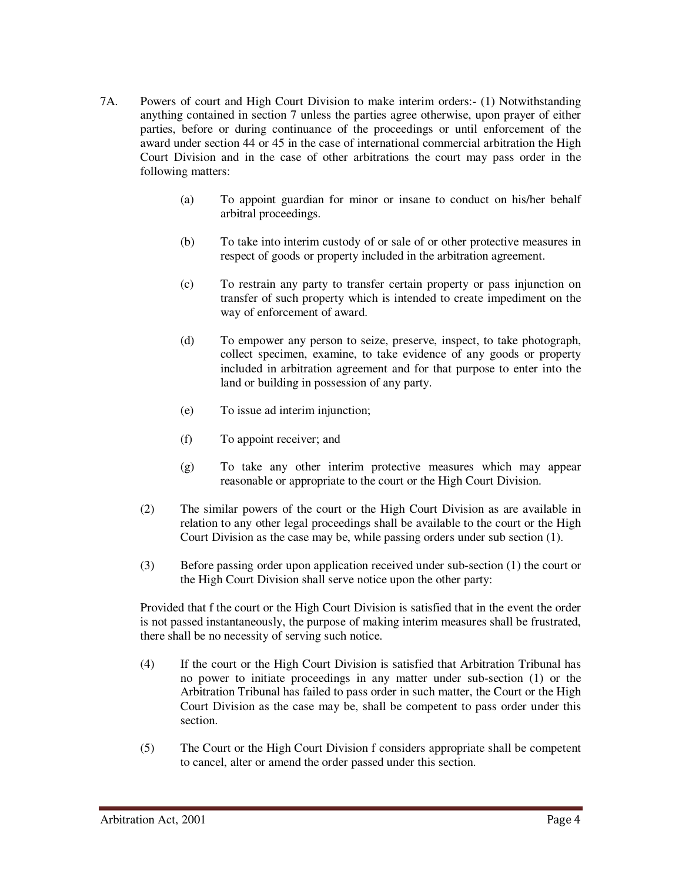7A. Powers of court and High Court Division to make interim orders:- (1) Notwithstanding anything contained in section 7 unless the parties agree otherwise, upon prayer of either parties, before or during continuance of the proceedings or until enforcement of the award under section 44 or 45 in the case of international commercial arbitration the High Court Division and in the case of other arbitrations the court may pass order in the following matters:

(a) To appoint guardian for minor or insane to conduct on his/her behalf arbitral proceedings.

(b) To take into interim custody of or sale of or other protective measures in respect of goods or property included in the arbitration agreement.

(c) To restrain any party to transfer certain property or pass injunction on transfer of such property which is intended to create impediment on the way of enforcement of award.

(d) To empower any person to seize, preserve, inspect, to take photograph, collect specimen, examine, to take evidence of any goods or property included in arbitration agreement and for that purpose to enter into the land or building in possession of any party.

(e) To issue ad interim injunction;

(f) To appoint receiver; and

(g) To take any other interim protective measures which may appear reasonable or appropriate to the court or the High Court Division.

(2) The similar powers of the court or the High Court Division as are available in relation to any other legal proceedings shall be available to the court or the High Court Division as the case may be, while passing orders under sub section (1).

(3) Before passing order upon application received under sub-section (1) the court or the High Court Division shall serve notice upon the other party:

Provided that f the court or the High Court Division is satisfied that in the event the order is not passed instantaneously, the purpose of making interim measures shall be frustrated, there shall be no necessity of serving such notice.

(4) If the court or the High Court Division is satisfied that Arbitration Tribunal has no power to initiate proceedings in any matter under sub-section (1) or the Arbitration Tribunal has failed to pass order in such matter, the Court or the High Court Division as the case may be, shall be competent to pass order under this section.

(5) The Court or the High Court Division f considers appropriate shall be competent to cancel, alter or amend the order passed under this section.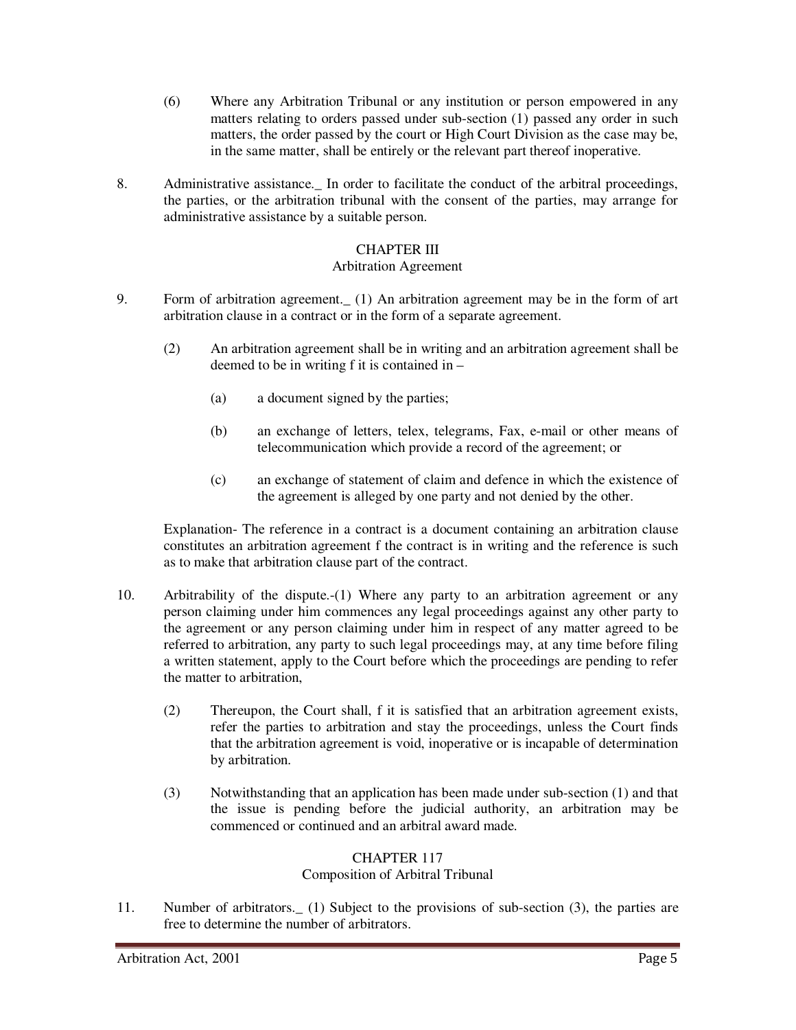(6) Where any Arbitration Tribunal or any institution or person empowered in any matters relating to orders passed under sub-section (1) passed any order in such matters, the order passed by the court or High Court Division as the case may be, in the same matter, shall be entirely or the relevant part thereof inoperative.

8. Administrative assistance._ In order to facilitate the conduct of the arbitral proceedings, the parties, or the arbitration tribunal with the consent of the parties, may arrange for administrative assistance by a suitable person.

## CHAPTER III
### Arbitration Agreement

9. Form of arbitration agreement._ (1) An arbitration agreement may be in the form of art arbitration clause in a contract or in the form of a separate agreement.

   (2) An arbitration agreement shall be in writing and an arbitration agreement shall be deemed to be in writing f it is contained in –

   (a) a document signed by the parties;

   (b) an exchange of letters, telex, telegrams, Fax, e-mail or other means of telecommunication which provide a record of the agreement; or

   (c) an exchange of statement of claim and defence in which the existence of the agreement is alleged by one party and not denied by the other.

   Explanation- The reference in a contract is a document containing an arbitration clause constitutes an arbitration agreement f the contract is in writing and the reference is such as to make that arbitration clause part of the contract.

10. Arbitrability of the dispute.-(1) Where any party to an arbitration agreement or any person claiming under him commences any legal proceedings against any other party to the agreement or any person claiming under him in respect of any matter agreed to be referred to arbitration, any party to such legal proceedings may, at any time before filing a written statement, apply to the Court before which the proceedings are pending to refer the matter to arbitration,

   (2) Thereupon, the Court shall, f it is satisfied that an arbitration agreement exists, refer the parties to arbitration and stay the proceedings, unless the Court finds that the arbitration agreement is void, inoperative or is incapable of determination by arbitration.

   (3) Notwithstanding that an application has been made under sub-section (1) and that the issue is pending before the judicial authority, an arbitration may be commenced or continued and an arbitral award made.

## CHAPTER 117
### Composition of Arbitral Tribunal

11. Number of arbitrators._ (1) Subject to the provisions of sub-section (3), the parties are free to determine the number of arbitrators.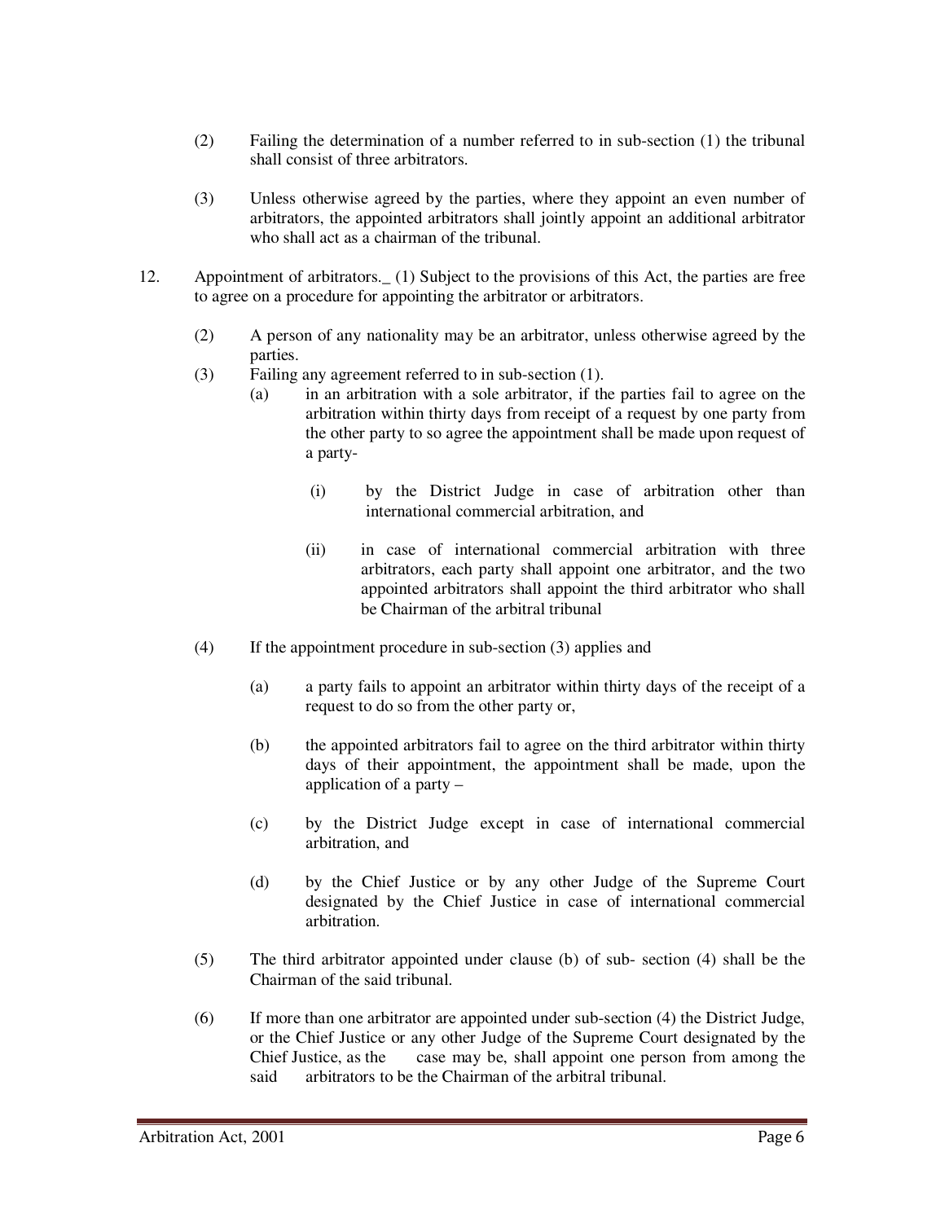(2) Failing the determination of a number referred to in sub-section (1) the tribunal shall consist of three arbitrators.

(3) Unless otherwise agreed by the parties, where they appoint an even number of arbitrators, the appointed arbitrators shall jointly appoint an additional arbitrator who shall act as a chairman of the tribunal.

12. Appointment of arbitrators._ (1) Subject to the provisions of this Act, the parties are free to agree on a procedure for appointing the arbitrator or arbitrators.

(2) A person of any nationality may be an arbitrator, unless otherwise agreed by the parties.

(3) Failing any agreement referred to in sub-section (1).

(a) in an arbitration with a sole arbitrator, if the parties fail to agree on the arbitration within thirty days from receipt of a request by one party from the other party to so agree the appointment shall be made upon request of a party-

(i) by the District Judge in case of arbitration other than international commercial arbitration, and

(ii) in case of international commercial arbitration with three arbitrators, each party shall appoint one arbitrator, and the two appointed arbitrators shall appoint the third arbitrator who shall be Chairman of the arbitral tribunal

(4) If the appointment procedure in sub-section (3) applies and

(a) a party fails to appoint an arbitrator within thirty days of the receipt of a request to do so from the other party or,

(b) the appointed arbitrators fail to agree on the third arbitrator within thirty days of their appointment, the appointment shall be made, upon the application of a party –

(c) by the District Judge except in case of international commercial arbitration, and

(d) by the Chief Justice or by any other Judge of the Supreme Court designated by the Chief Justice in case of international commercial arbitration.

(5) The third arbitrator appointed under clause (b) of sub- section (4) shall be the Chairman of the said tribunal.

(6) If more than one arbitrator are appointed under sub-section (4) the District Judge, or the Chief Justice or any other Judge of the Supreme Court designated by the Chief Justice, as the case may be, shall appoint one person from among the said arbitrators to be the Chairman of the arbitral tribunal.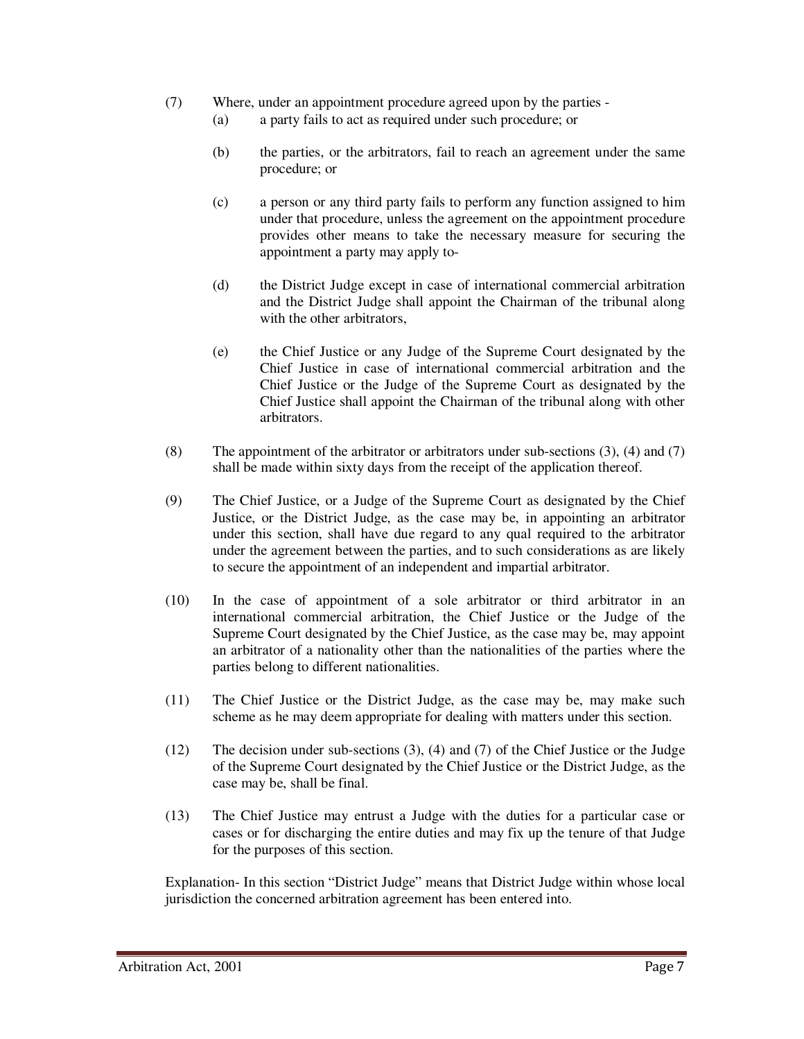(7) Where, under an appointment procedure agreed upon by the parties -

(a) a party fails to act as required under such procedure; or

(b) the parties, or the arbitrators, fail to reach an agreement under the same procedure; or

(c) a person or any third party fails to perform any function assigned to him under that procedure, unless the agreement on the appointment procedure provides other means to take the necessary measure for securing the appointment a party may apply to-

(d) the District Judge except in case of international commercial arbitration and the District Judge shall appoint the Chairman of the tribunal along with the other arbitrators,

(e) the Chief Justice or any Judge of the Supreme Court designated by the Chief Justice in case of international commercial arbitration and the Chief Justice or the Judge of the Supreme Court as designated by the Chief Justice shall appoint the Chairman of the tribunal along with other arbitrators.

(8) The appointment of the arbitrator or arbitrators under sub-sections (3), (4) and (7) shall be made within sixty days from the receipt of the application thereof.

(9) The Chief Justice, or a Judge of the Supreme Court as designated by the Chief Justice, or the District Judge, as the case may be, in appointing an arbitrator under this section, shall have due regard to any qual required to the arbitrator under the agreement between the parties, and to such considerations as are likely to secure the appointment of an independent and impartial arbitrator.

(10) In the case of appointment of a sole arbitrator or third arbitrator in an international commercial arbitration, the Chief Justice or the Judge of the Supreme Court designated by the Chief Justice, as the case may be, may appoint an arbitrator of a nationality other than the nationalities of the parties where the parties belong to different nationalities.

(11) The Chief Justice or the District Judge, as the case may be, may make such scheme as he may deem appropriate for dealing with matters under this section.

(12) The decision under sub-sections (3), (4) and (7) of the Chief Justice or the Judge of the Supreme Court designated by the Chief Justice or the District Judge, as the case may be, shall be final.

(13) The Chief Justice may entrust a Judge with the duties for a particular case or cases or for discharging the entire duties and may fix up the tenure of that Judge for the purposes of this section.

Explanation- In this section "District Judge" means that District Judge within whose local jurisdiction the concerned arbitration agreement has been entered into.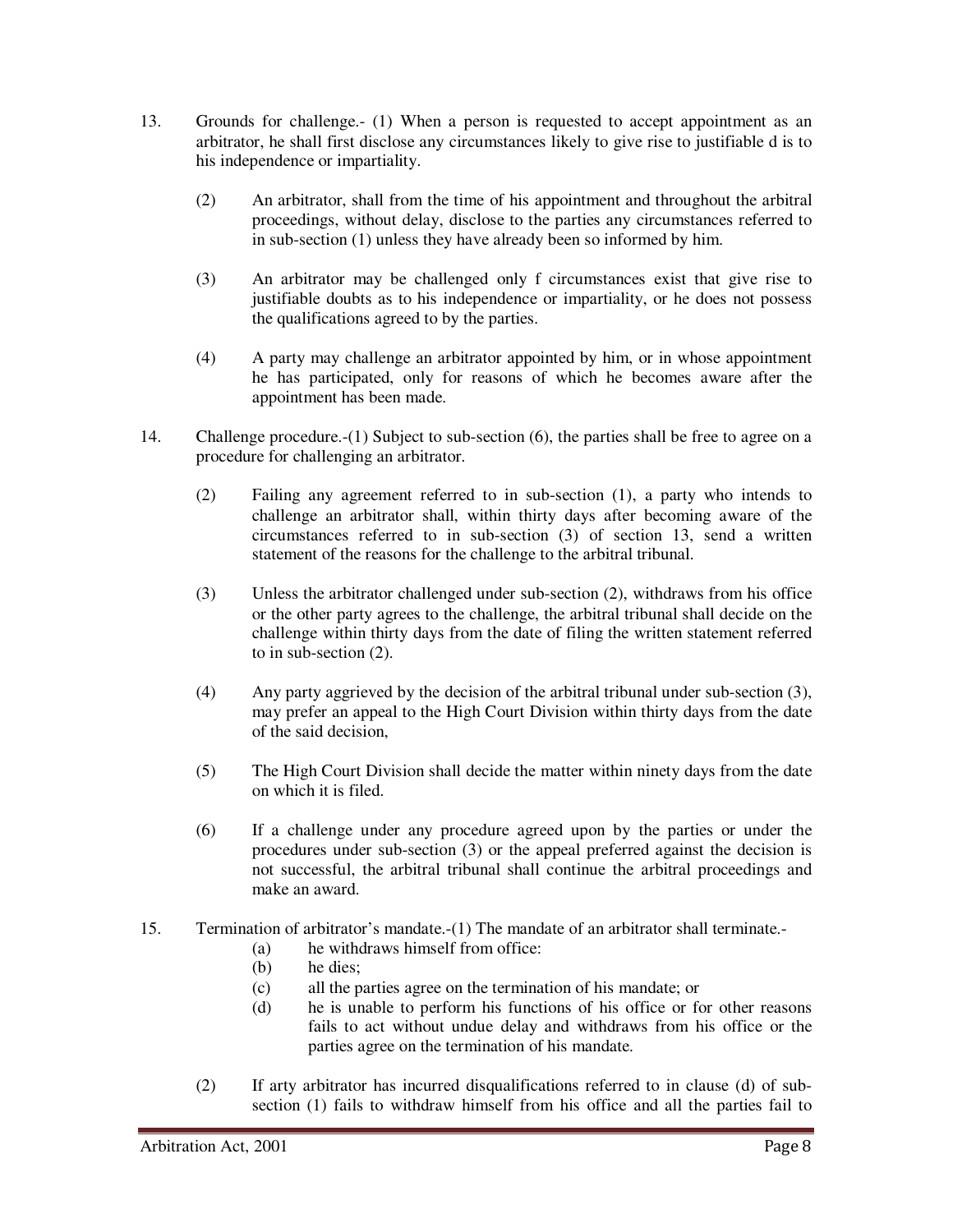13. Grounds for challenge.- (1) When a person is requested to accept appointment as an arbitrator, he shall first disclose any circumstances likely to give rise to justifiable d is to his independence or impartiality.

    (2) An arbitrator, shall from the time of his appointment and throughout the arbitral proceedings, without delay, disclose to the parties any circumstances referred to in sub-section (1) unless they have already been so informed by him.

    (3) An arbitrator may be challenged only f circumstances exist that give rise to justifiable doubts as to his independence or impartiality, or he does not possess the qualifications agreed to by the parties.

    (4) A party may challenge an arbitrator appointed by him, or in whose appointment he has participated, only for reasons of which he becomes aware after the appointment has been made.

14. Challenge procedure.-(1) Subject to sub-section (6), the parties shall be free to agree on a procedure for challenging an arbitrator.

    (2) Failing any agreement referred to in sub-section (1), a party who intends to challenge an arbitrator shall, within thirty days after becoming aware of the circumstances referred to in sub-section (3) of section 13, send a written statement of the reasons for the challenge to the arbitral tribunal.

    (3) Unless the arbitrator challenged under sub-section (2), withdraws from his office or the other party agrees to the challenge, the arbitral tribunal shall decide on the challenge within thirty days from the date of filing the written statement referred to in sub-section (2).

    (4) Any party aggrieved by the decision of the arbitral tribunal under sub-section (3), may prefer an appeal to the High Court Division within thirty days from the date of the said decision,

    (5) The High Court Division shall decide the matter within ninety days from the date on which it is filed.

    (6) If a challenge under any procedure agreed upon by the parties or under the procedures under sub-section (3) or the appeal preferred against the decision is not successful, the arbitral tribunal shall continue the arbitral proceedings and make an award.

15. Termination of arbitrator's mandate.-(1) The mandate of an arbitrator shall terminate.-
    - (a) he withdraws himself from office:
    - (b) he dies;
    - (c) all the parties agree on the termination of his mandate; or
    - (d) he is unable to perform his functions of his office or for other reasons fails to act without undue delay and withdraws from his office or the parties agree on the termination of his mandate.

    (2) If arty arbitrator has incurred disqualifications referred to in clause (d) of sub-section (1) fails to withdraw himself from his office and all the parties fail to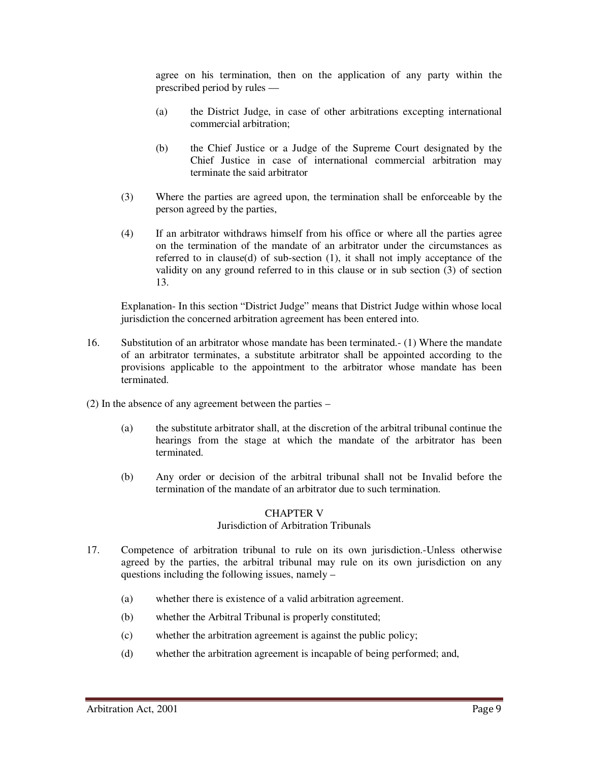agree on his termination, then on the application of any party within the prescribed period by rules —

(a) the District Judge, in case of other arbitrations excepting international commercial arbitration;

(b) the Chief Justice or a Judge of the Supreme Court designated by the Chief Justice in case of international commercial arbitration may terminate the said arbitrator

(3) Where the parties are agreed upon, the termination shall be enforceable by the person agreed by the parties,

(4) If an arbitrator withdraws himself from his office or where all the parties agree on the termination of the mandate of an arbitrator under the circumstances as referred to in clause(d) of sub-section (1), it shall not imply acceptance of the validity on any ground referred to in this clause or in sub section (3) of section 13.

Explanation- In this section "District Judge" means that District Judge within whose local jurisdiction the concerned arbitration agreement has been entered into.

16. Substitution of an arbitrator whose mandate has been terminated.- (1) Where the mandate of an arbitrator terminates, a substitute arbitrator shall be appointed according to the provisions applicable to the appointment to the arbitrator whose mandate has been terminated.

(2) In the absence of any agreement between the parties –

(a) the substitute arbitrator shall, at the discretion of the arbitral tribunal continue the hearings from the stage at which the mandate of the arbitrator has been terminated.

(b) Any order or decision of the arbitral tribunal shall not be Invalid before the termination of the mandate of an arbitrator due to such termination.

## CHAPTER V
### Jurisdiction of Arbitration Tribunals

17. Competence of arbitration tribunal to rule on its own jurisdiction.-Unless otherwise agreed by the parties, the arbitral tribunal may rule on its own jurisdiction on any questions including the following issues, namely –

(a) whether there is existence of a valid arbitration agreement.

(b) whether the Arbitral Tribunal is properly constituted;

(c) whether the arbitration agreement is against the public policy;

(d) whether the arbitration agreement is incapable of being performed; and,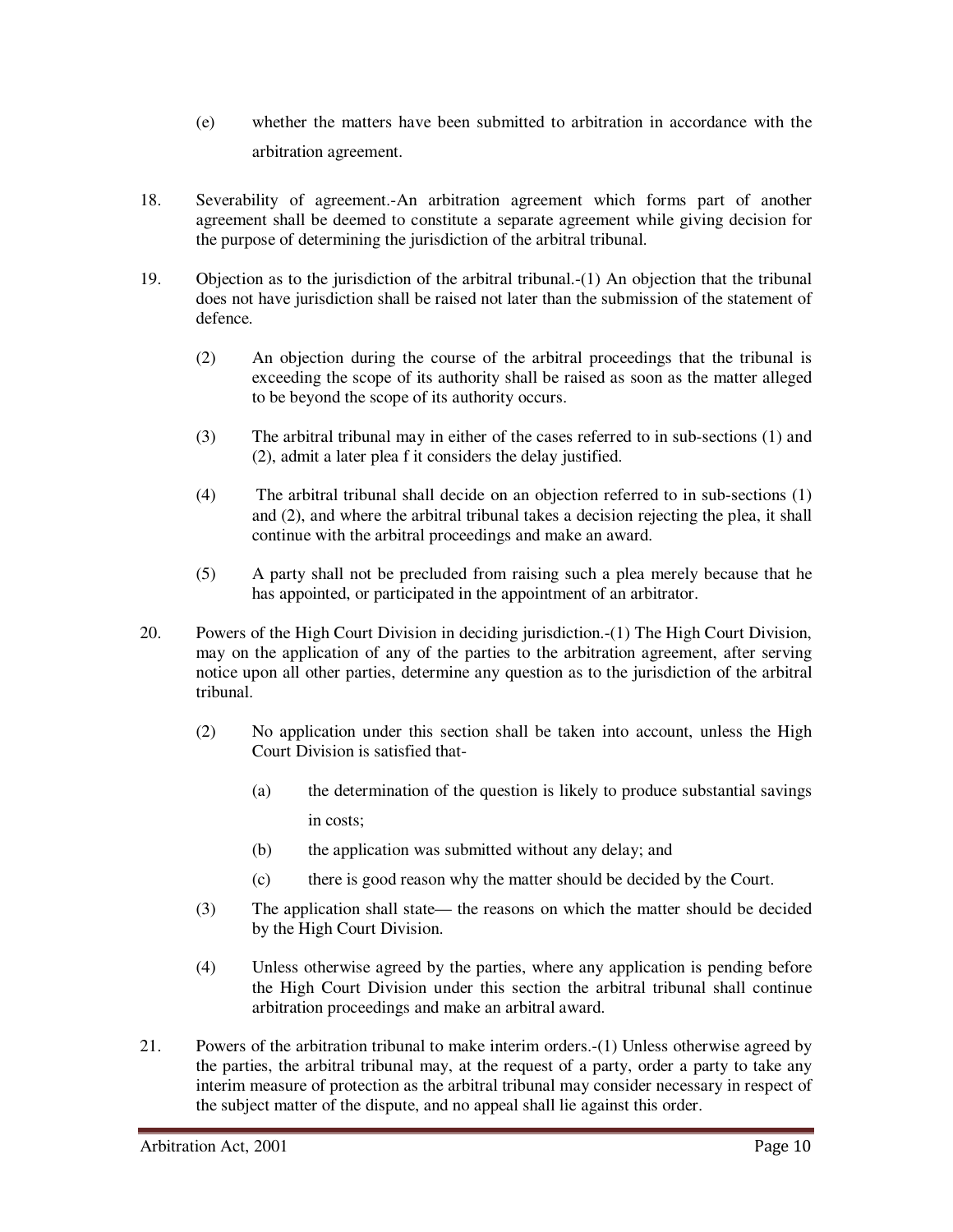(e) whether the matters have been submitted to arbitration in accordance with the arbitration agreement.

18. Severability of agreement.-An arbitration agreement which forms part of another agreement shall be deemed to constitute a separate agreement while giving decision for the purpose of determining the jurisdiction of the arbitral tribunal.

19. Objection as to the jurisdiction of the arbitral tribunal.-(1) An objection that the tribunal does not have jurisdiction shall be raised not later than the submission of the statement of defence.

   (2) An objection during the course of the arbitral proceedings that the tribunal is exceeding the scope of its authority shall be raised as soon as the matter alleged to be beyond the scope of its authority occurs.

   (3) The arbitral tribunal may in either of the cases referred to in sub-sections (1) and (2), admit a later plea f it considers the delay justified.

   (4) The arbitral tribunal shall decide on an objection referred to in sub-sections (1) and (2), and where the arbitral tribunal takes a decision rejecting the plea, it shall continue with the arbitral proceedings and make an award.

   (5) A party shall not be precluded from raising such a plea merely because that he has appointed, or participated in the appointment of an arbitrator.

20. Powers of the High Court Division in deciding jurisdiction.-(1) The High Court Division, may on the application of any of the parties to the arbitration agreement, after serving notice upon all other parties, determine any question as to the jurisdiction of the arbitral tribunal.

   (2) No application under this section shall be taken into account, unless the High Court Division is satisfied that-

      (a) the determination of the question is likely to produce substantial savings in costs;

      (b) the application was submitted without any delay; and

      (c) there is good reason why the matter should be decided by the Court.

   (3) The application shall state— the reasons on which the matter should be decided by the High Court Division.

   (4) Unless otherwise agreed by the parties, where any application is pending before the High Court Division under this section the arbitral tribunal shall continue arbitration proceedings and make an arbitral award.

21. Powers of the arbitration tribunal to make interim orders.-(1) Unless otherwise agreed by the parties, the arbitral tribunal may, at the request of a party, order a party to take any interim measure of protection as the arbitral tribunal may consider necessary in respect of the subject matter of the dispute, and no appeal shall lie against this order.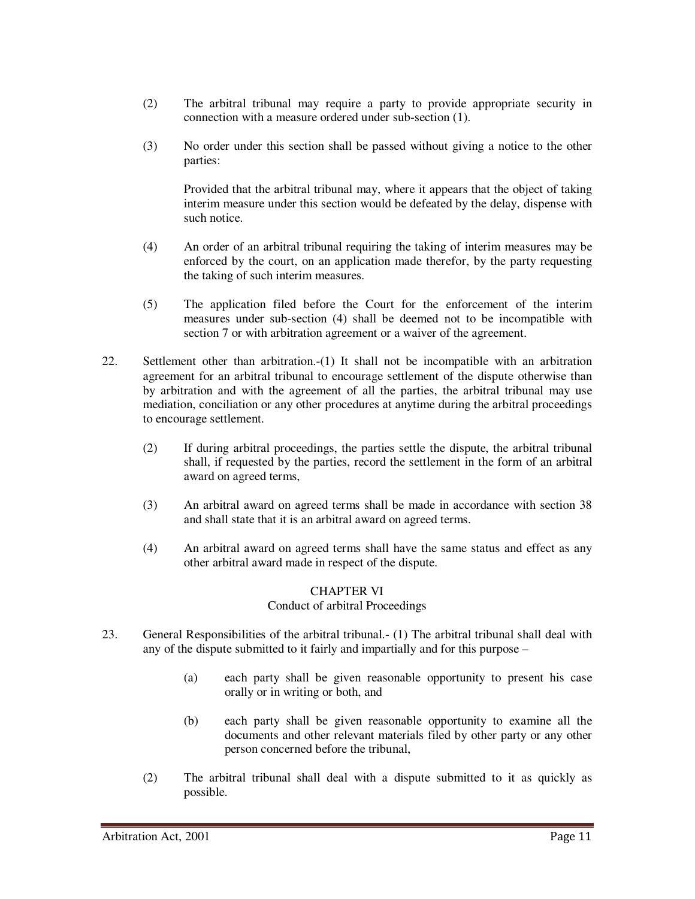(2) The arbitral tribunal may require a party to provide appropriate security in connection with a measure ordered under sub-section (1).

(3) No order under this section shall be passed without giving a notice to the other parties:

Provided that the arbitral tribunal may, where it appears that the object of taking interim measure under this section would be defeated by the delay, dispense with such notice.

(4) An order of an arbitral tribunal requiring the taking of interim measures may be enforced by the court, on an application made therefor, by the party requesting the taking of such interim measures.

(5) The application filed before the Court for the enforcement of the interim measures under sub-section (4) shall be deemed not to be incompatible with section 7 or with arbitration agreement or a waiver of the agreement.

22. Settlement other than arbitration.-(1) It shall not be incompatible with an arbitration agreement for an arbitral tribunal to encourage settlement of the dispute otherwise than by arbitration and with the agreement of all the parties, the arbitral tribunal may use mediation, conciliation or any other procedures at anytime during the arbitral proceedings to encourage settlement.

(2) If during arbitral proceedings, the parties settle the dispute, the arbitral tribunal shall, if requested by the parties, record the settlement in the form of an arbitral award on agreed terms,

(3) An arbitral award on agreed terms shall be made in accordance with section 38 and shall state that it is an arbitral award on agreed terms.

(4) An arbitral award on agreed terms shall have the same status and effect as any other arbitral award made in respect of the dispute.

## CHAPTER VI
### Conduct of arbitral Proceedings

23. General Responsibilities of the arbitral tribunal.- (1) The arbitral tribunal shall deal with any of the dispute submitted to it fairly and impartially and for this purpose –

(a) each party shall be given reasonable opportunity to present his case orally or in writing or both, and

(b) each party shall be given reasonable opportunity to examine all the documents and other relevant materials filed by other party or any other person concerned before the tribunal,

(2) The arbitral tribunal shall deal with a dispute submitted to it as quickly as possible.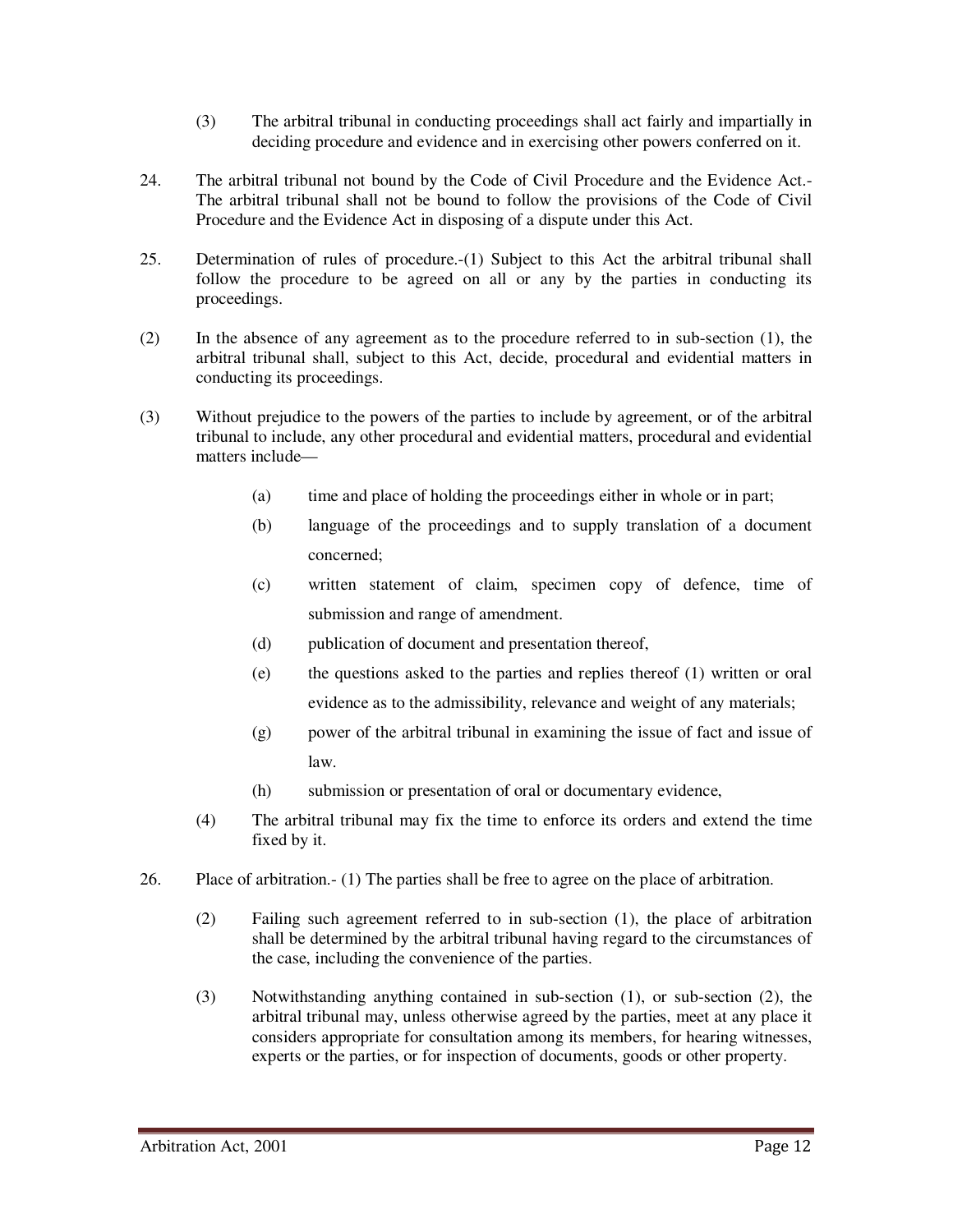(3) The arbitral tribunal in conducting proceedings shall act fairly and impartially in deciding procedure and evidence and in exercising other powers conferred on it.

24. The arbitral tribunal not bound by the Code of Civil Procedure and the Evidence Act.- The arbitral tribunal shall not be bound to follow the provisions of the Code of Civil Procedure and the Evidence Act in disposing of a dispute under this Act.

25. Determination of rules of procedure.-(1) Subject to this Act the arbitral tribunal shall follow the procedure to be agreed on all or any by the parties in conducting its proceedings.

(2) In the absence of any agreement as to the procedure referred to in sub-section (1), the arbitral tribunal shall, subject to this Act, decide, procedural and evidential matters in conducting its proceedings.

(3) Without prejudice to the powers of the parties to include by agreement, or of the arbitral tribunal to include, any other procedural and evidential matters, procedural and evidential matters include—

(a) time and place of holding the proceedings either in whole or in part;

(b) language of the proceedings and to supply translation of a document concerned;

(c) written statement of claim, specimen copy of defence, time of submission and range of amendment.

(d) publication of document and presentation thereof,

(e) the questions asked to the parties and replies thereof (1) written or oral evidence as to the admissibility, relevance and weight of any materials;

(g) power of the arbitral tribunal in examining the issue of fact and issue of law.

(h) submission or presentation of oral or documentary evidence,

(4) The arbitral tribunal may fix the time to enforce its orders and extend the time fixed by it.

26. Place of arbitration.- (1) The parties shall be free to agree on the place of arbitration.

(2) Failing such agreement referred to in sub-section (1), the place of arbitration shall be determined by the arbitral tribunal having regard to the circumstances of the case, including the convenience of the parties.

(3) Notwithstanding anything contained in sub-section (1), or sub-section (2), the arbitral tribunal may, unless otherwise agreed by the parties, meet at any place it considers appropriate for consultation among its members, for hearing witnesses, experts or the parties, or for inspection of documents, goods or other property.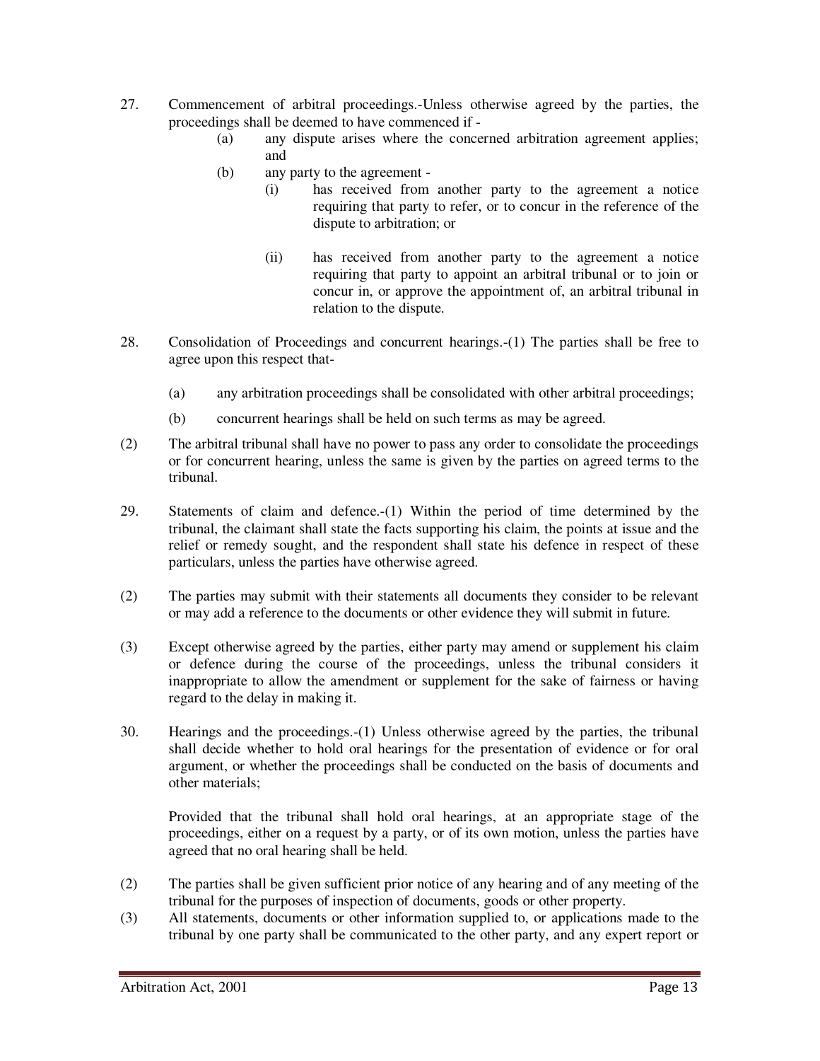27. Commencement of arbitral proceedings.-Unless otherwise agreed by the parties, the proceedings shall be deemed to have commenced if -
    - (a) any dispute arises where the concerned arbitration agreement applies; and
    - (b) any party to the agreement -
        - (i) has received from another party to the agreement a notice requiring that party to refer, or to concur in the reference of the dispute to arbitration; or
        - (ii) has received from another party to the agreement a notice requiring that party to appoint an arbitral tribunal or to join or concur in, or approve the appointment of, an arbitral tribunal in relation to the dispute.

28. Consolidation of Proceedings and concurrent hearings.-(1) The parties shall be free to agree upon this respect that-
    - (a) any arbitration proceedings shall be consolidated with other arbitral proceedings;
    - (b) concurrent hearings shall be held on such terms as may be agreed.

(2) The arbitral tribunal shall have no power to pass any order to consolidate the proceedings or for concurrent hearing, unless the same is given by the parties on agreed terms to the tribunal.

29. Statements of claim and defence.-(1) Within the period of time determined by the tribunal, the claimant shall state the facts supporting his claim, the points at issue and the relief or remedy sought, and the respondent shall state his defence in respect of these particulars, unless the parties have otherwise agreed.

(2) The parties may submit with their statements all documents they consider to be relevant or may add a reference to the documents or other evidence they will submit in future.

(3) Except otherwise agreed by the parties, either party may amend or supplement his claim or defence during the course of the proceedings, unless the tribunal considers it inappropriate to allow the amendment or supplement for the sake of fairness or having regard to the delay in making it.

30. Hearings and the proceedings.-(1) Unless otherwise agreed by the parties, the tribunal shall decide whether to hold oral hearings for the presentation of evidence or for oral argument, or whether the proceedings shall be conducted on the basis of documents and other materials;

Provided that the tribunal shall hold oral hearings, at an appropriate stage of the proceedings, either on a request by a party, or of its own motion, unless the parties have agreed that no oral hearing shall be held.

(2) The parties shall be given sufficient prior notice of any hearing and of any meeting of the tribunal for the purposes of inspection of documents, goods or other property.

(3) All statements, documents or other information supplied to, or applications made to the tribunal by one party shall be communicated to the other party, and any expert report or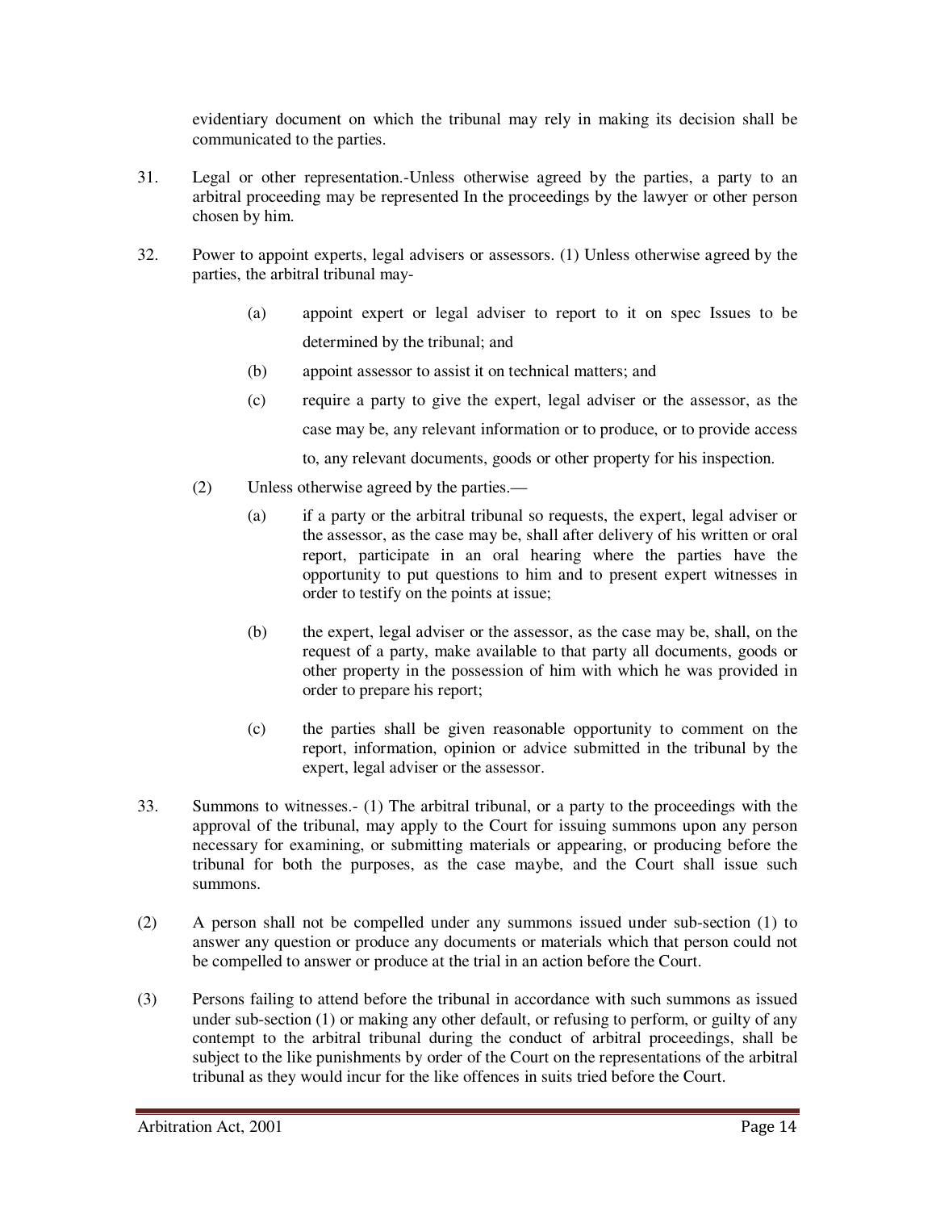evidentiary document on which the tribunal may rely in making its decision shall be communicated to the parties.

31. Legal or other representation.-Unless otherwise agreed by the parties, a party to an arbitral proceeding may be represented In the proceedings by the lawyer or other person chosen by him.

32. Power to appoint experts, legal advisers or assessors. (1) Unless otherwise agreed by the parties, the arbitral tribunal may-

   (a) appoint expert or legal adviser to report to it on spec Issues to be determined by the tribunal; and

   (b) appoint assessor to assist it on technical matters; and

   (c) require a party to give the expert, legal adviser or the assessor, as the case may be, any relevant information or to produce, or to provide access to, any relevant documents, goods or other property for his inspection.

   (2) Unless otherwise agreed by the parties.—

   (a) if a party or the arbitral tribunal so requests, the expert, legal adviser or the assessor, as the case may be, shall after delivery of his written or oral report, participate in an oral hearing where the parties have the opportunity to put questions to him and to present expert witnesses in order to testify on the points at issue;

   (b) the expert, legal adviser or the assessor, as the case may be, shall, on the request of a party, make available to that party all documents, goods or other property in the possession of him with which he was provided in order to prepare his report;

   (c) the parties shall be given reasonable opportunity to comment on the report, information, opinion or advice submitted in the tribunal by the expert, legal adviser or the assessor.

33. Summons to witnesses.- (1) The arbitral tribunal, or a party to the proceedings with the approval of the tribunal, may apply to the Court for issuing summons upon any person necessary for examining, or submitting materials or appearing, or producing before the tribunal for both the purposes, as the case maybe, and the Court shall issue such summons.

(2) A person shall not be compelled under any summons issued under sub-section (1) to answer any question or produce any documents or materials which that person could not be compelled to answer or produce at the trial in an action before the Court.

(3) Persons failing to attend before the tribunal in accordance with such summons as issued under sub-section (1) or making any other default, or refusing to perform, or guilty of any contempt to the arbitral tribunal during the conduct of arbitral proceedings, shall be subject to the like punishments by order of the Court on the representations of the arbitral tribunal as they would incur for the like offences in suits tried before the Court.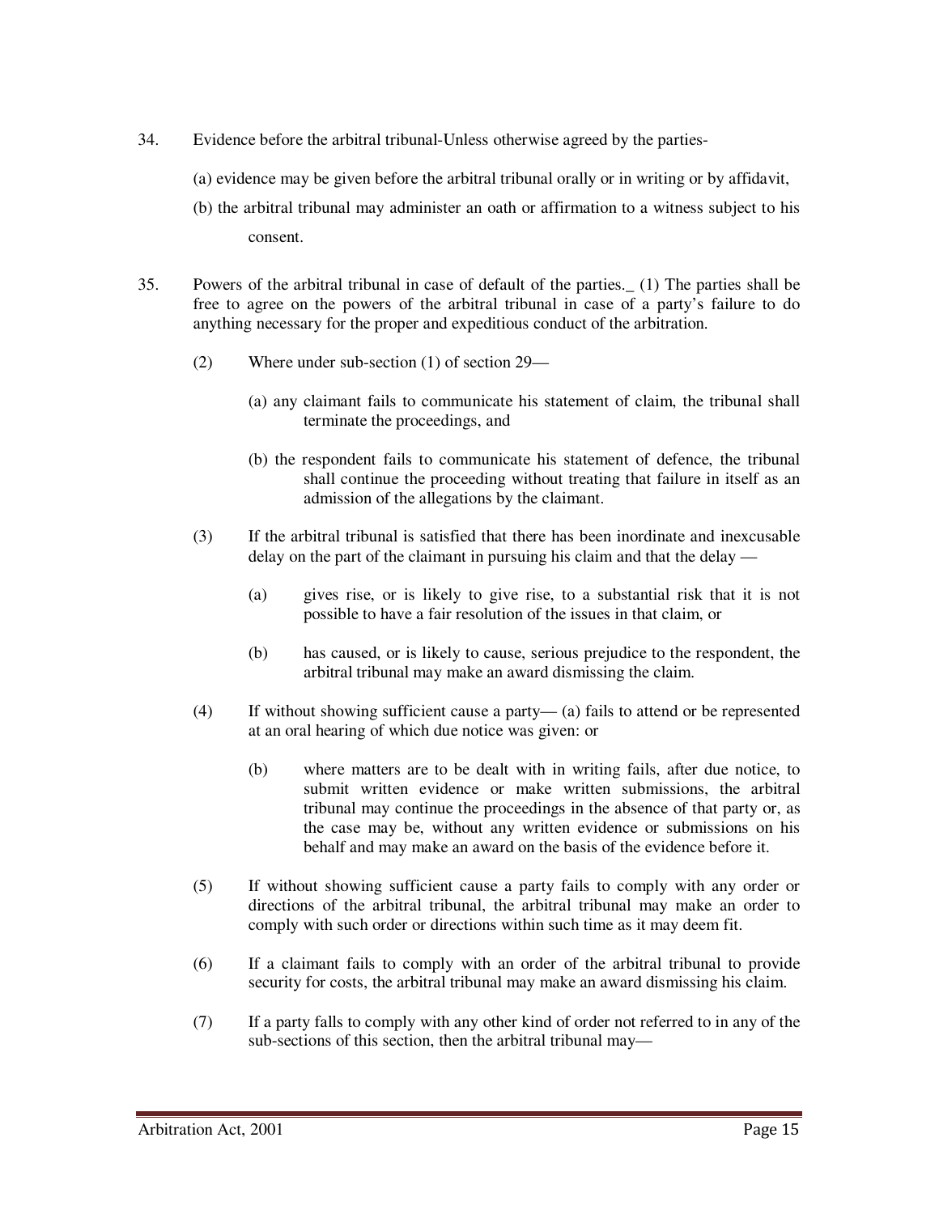34. Evidence before the arbitral tribunal-Unless otherwise agreed by the parties-

(a) evidence may be given before the arbitral tribunal orally or in writing or by affidavit,

(b) the arbitral tribunal may administer an oath or affirmation to a witness subject to his consent.

35. Powers of the arbitral tribunal in case of default of the parties._ (1) The parties shall be free to agree on the powers of the arbitral tribunal in case of a party's failure to do anything necessary for the proper and expeditious conduct of the arbitration.

(2) Where under sub-section (1) of section 29—

(a) any claimant fails to communicate his statement of claim, the tribunal shall terminate the proceedings, and

(b) the respondent fails to communicate his statement of defence, the tribunal shall continue the proceeding without treating that failure in itself as an admission of the allegations by the claimant.

(3) If the arbitral tribunal is satisfied that there has been inordinate and inexcusable delay on the part of the claimant in pursuing his claim and that the delay —

(a) gives rise, or is likely to give rise, to a substantial risk that it is not possible to have a fair resolution of the issues in that claim, or

(b) has caused, or is likely to cause, serious prejudice to the respondent, the arbitral tribunal may make an award dismissing the claim.

(4) If without showing sufficient cause a party— (a) fails to attend or be represented at an oral hearing of which due notice was given: or

(b) where matters are to be dealt with in writing fails, after due notice, to submit written evidence or make written submissions, the arbitral tribunal may continue the proceedings in the absence of that party or, as the case may be, without any written evidence or submissions on his behalf and may make an award on the basis of the evidence before it.

(5) If without showing sufficient cause a party fails to comply with any order or directions of the arbitral tribunal, the arbitral tribunal may make an order to comply with such order or directions within such time as it may deem fit.

(6) If a claimant fails to comply with an order of the arbitral tribunal to provide security for costs, the arbitral tribunal may make an award dismissing his claim.

(7) If a party falls to comply with any other kind of order not referred to in any of the sub-sections of this section, then the arbitral tribunal may—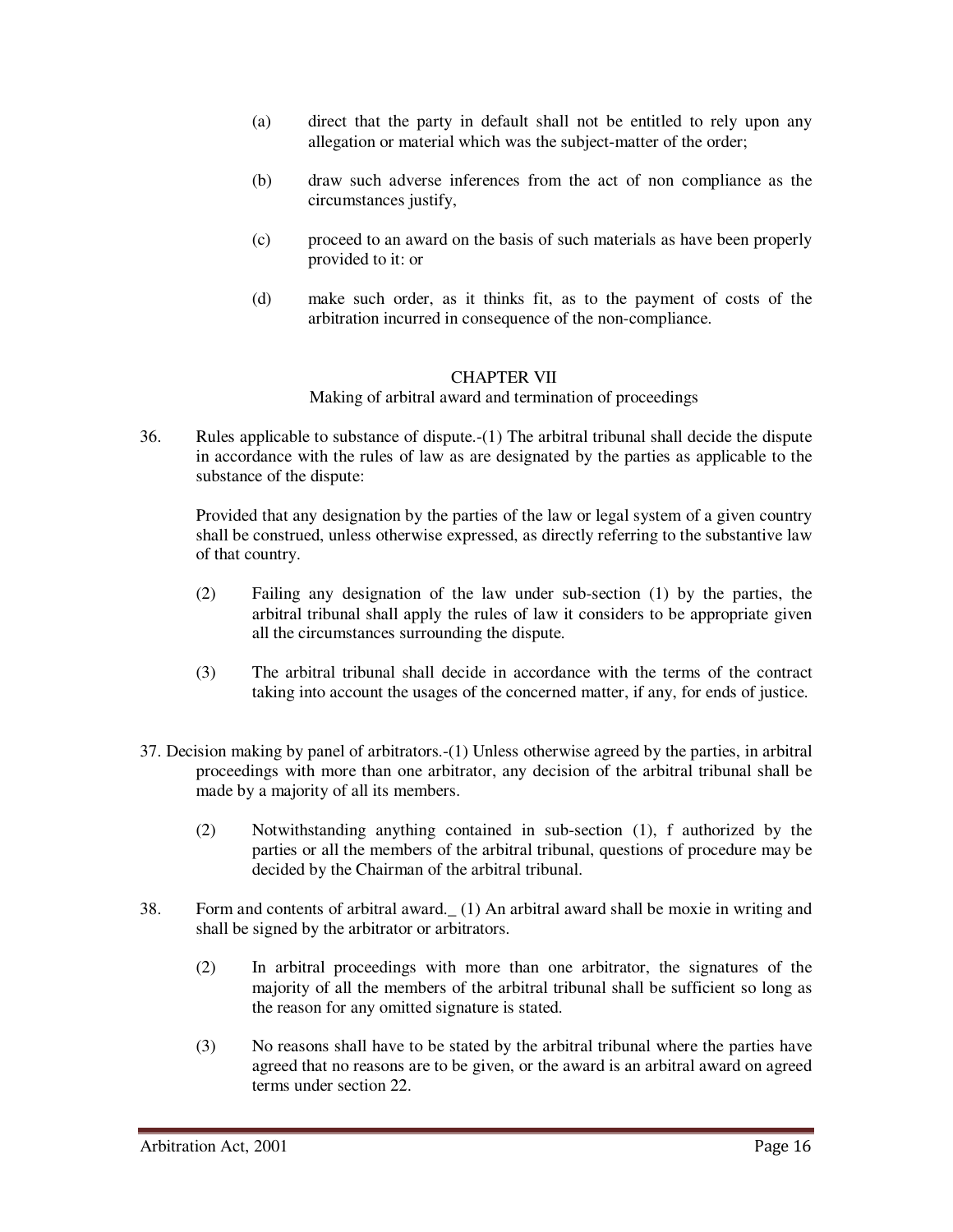(a) direct that the party in default shall not be entitled to rely upon any allegation or material which was the subject-matter of the order;

(b) draw such adverse inferences from the act of non compliance as the circumstances justify,

(c) proceed to an award on the basis of such materials as have been properly provided to it: or

(d) make such order, as it thinks fit, as to the payment of costs of the arbitration incurred in consequence of the non-compliance.

## CHAPTER VII
### Making of arbitral award and termination of proceedings

36. Rules applicable to substance of dispute.-(1) The arbitral tribunal shall decide the dispute in accordance with the rules of law as are designated by the parties as applicable to the substance of the dispute:

Provided that any designation by the parties of the law or legal system of a given country shall be construed, unless otherwise expressed, as directly referring to the substantive law of that country.

(2) Failing any designation of the law under sub-section (1) by the parties, the arbitral tribunal shall apply the rules of law it considers to be appropriate given all the circumstances surrounding the dispute.

(3) The arbitral tribunal shall decide in accordance with the terms of the contract taking into account the usages of the concerned matter, if any, for ends of justice.

37. Decision making by panel of arbitrators.-(1) Unless otherwise agreed by the parties, in arbitral proceedings with more than one arbitrator, any decision of the arbitral tribunal shall be made by a majority of all its members.

(2) Notwithstanding anything contained in sub-section (1), f authorized by the parties or all the members of the arbitral tribunal, questions of procedure may be decided by the Chairman of the arbitral tribunal.

38. Form and contents of arbitral award._ (1) An arbitral award shall be moxie in writing and shall be signed by the arbitrator or arbitrators.

(2) In arbitral proceedings with more than one arbitrator, the signatures of the majority of all the members of the arbitral tribunal shall be sufficient so long as the reason for any omitted signature is stated.

(3) No reasons shall have to be stated by the arbitral tribunal where the parties have agreed that no reasons are to be given, or the award is an arbitral award on agreed terms under section 22.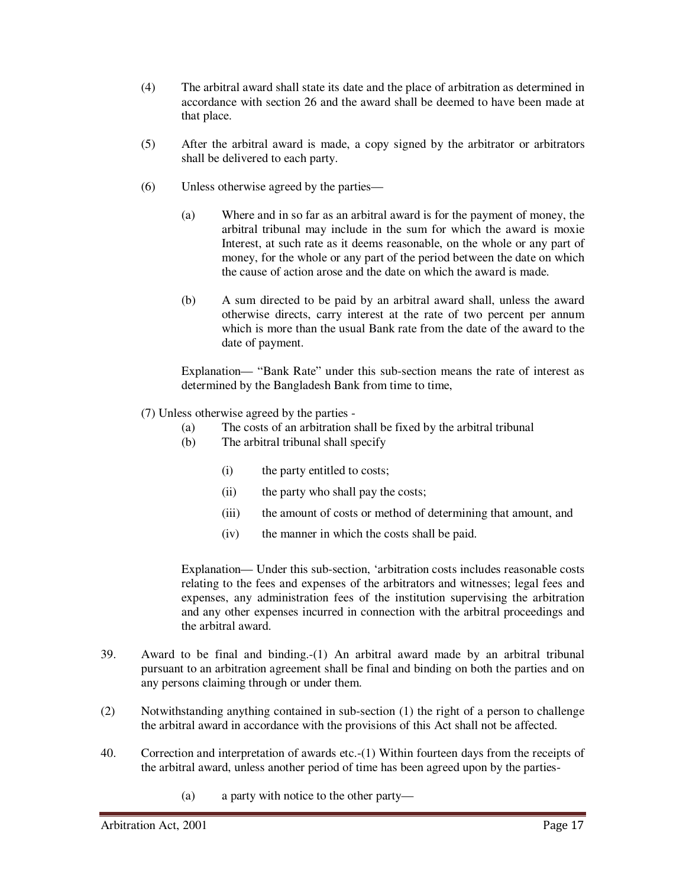(4) The arbitral award shall state its date and the place of arbitration as determined in accordance with section 26 and the award shall be deemed to have been made at that place.

(5) After the arbitral award is made, a copy signed by the arbitrator or arbitrators shall be delivered to each party.

(6) Unless otherwise agreed by the parties—

(a) Where and in so far as an arbitral award is for the payment of money, the arbitral tribunal may include in the sum for which the award is moxie Interest, at such rate as it deems reasonable, on the whole or any part of money, for the whole or any part of the period between the date on which the cause of action arose and the date on which the award is made.

(b) A sum directed to be paid by an arbitral award shall, unless the award otherwise directs, carry interest at the rate of two percent per annum which is more than the usual Bank rate from the date of the award to the date of payment.

Explanation— "Bank Rate" under this sub-section means the rate of interest as determined by the Bangladesh Bank from time to time,

(7) Unless otherwise agreed by the parties -

(a) The costs of an arbitration shall be fixed by the arbitral tribunal

(b) The arbitral tribunal shall specify

(i) the party entitled to costs;

(ii) the party who shall pay the costs;

(iii) the amount of costs or method of determining that amount, and

(iv) the manner in which the costs shall be paid.

Explanation— Under this sub-section, 'arbitration costs includes reasonable costs relating to the fees and expenses of the arbitrators and witnesses; legal fees and expenses, any administration fees of the institution supervising the arbitration and any other expenses incurred in connection with the arbitral proceedings and the arbitral award.

39. Award to be final and binding.-(1) An arbitral award made by an arbitral tribunal pursuant to an arbitration agreement shall be final and binding on both the parties and on any persons claiming through or under them.

(2) Notwithstanding anything contained in sub-section (1) the right of a person to challenge the arbitral award in accordance with the provisions of this Act shall not be affected.

40. Correction and interpretation of awards etc.-(1) Within fourteen days from the receipts of the arbitral award, unless another period of time has been agreed upon by the parties-

(a) a party with notice to the other party—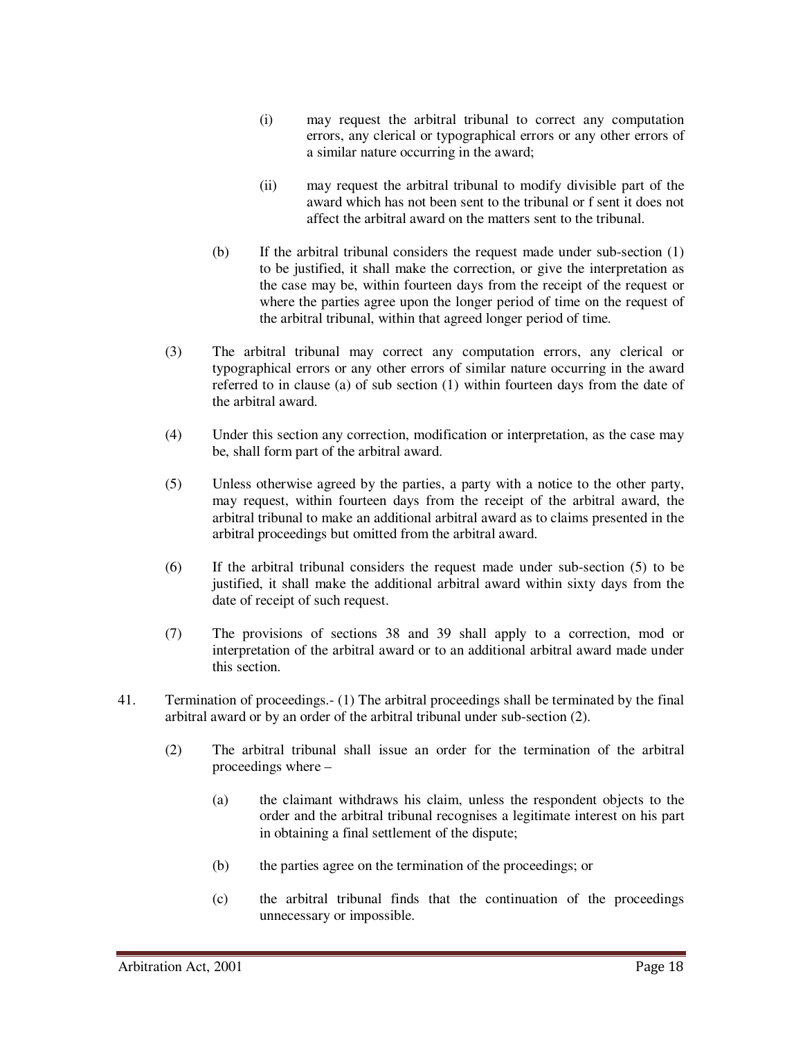(i) may request the arbitral tribunal to correct any computation errors, any clerical or typographical errors or any other errors of a similar nature occurring in the award;

(ii) may request the arbitral tribunal to modify divisible part of the award which has not been sent to the tribunal or f sent it does not affect the arbitral award on the matters sent to the tribunal.

(b) If the arbitral tribunal considers the request made under sub-section (1) to be justified, it shall make the correction, or give the interpretation as the case may be, within fourteen days from the receipt of the request or where the parties agree upon the longer period of time on the request of the arbitral tribunal, within that agreed longer period of time.

(3) The arbitral tribunal may correct any computation errors, any clerical or typographical errors or any other errors of similar nature occurring in the award referred to in clause (a) of sub section (1) within fourteen days from the date of the arbitral award.

(4) Under this section any correction, modification or interpretation, as the case may be, shall form part of the arbitral award.

(5) Unless otherwise agreed by the parties, a party with a notice to the other party, may request, within fourteen days from the receipt of the arbitral award, the arbitral tribunal to make an additional arbitral award as to claims presented in the arbitral proceedings but omitted from the arbitral award.

(6) If the arbitral tribunal considers the request made under sub-section (5) to be justified, it shall make the additional arbitral award within sixty days from the date of receipt of such request.

(7) The provisions of sections 38 and 39 shall apply to a correction, mod or interpretation of the arbitral award or to an additional arbitral award made under this section.

41. Termination of proceedings.- (1) The arbitral proceedings shall be terminated by the final arbitral award or by an order of the arbitral tribunal under sub-section (2).

(2) The arbitral tribunal shall issue an order for the termination of the arbitral proceedings where –

(a) the claimant withdraws his claim, unless the respondent objects to the order and the arbitral tribunal recognises a legitimate interest on his part in obtaining a final settlement of the dispute;

(b) the parties agree on the termination of the proceedings; or

(c) the arbitral tribunal finds that the continuation of the proceedings unnecessary or impossible.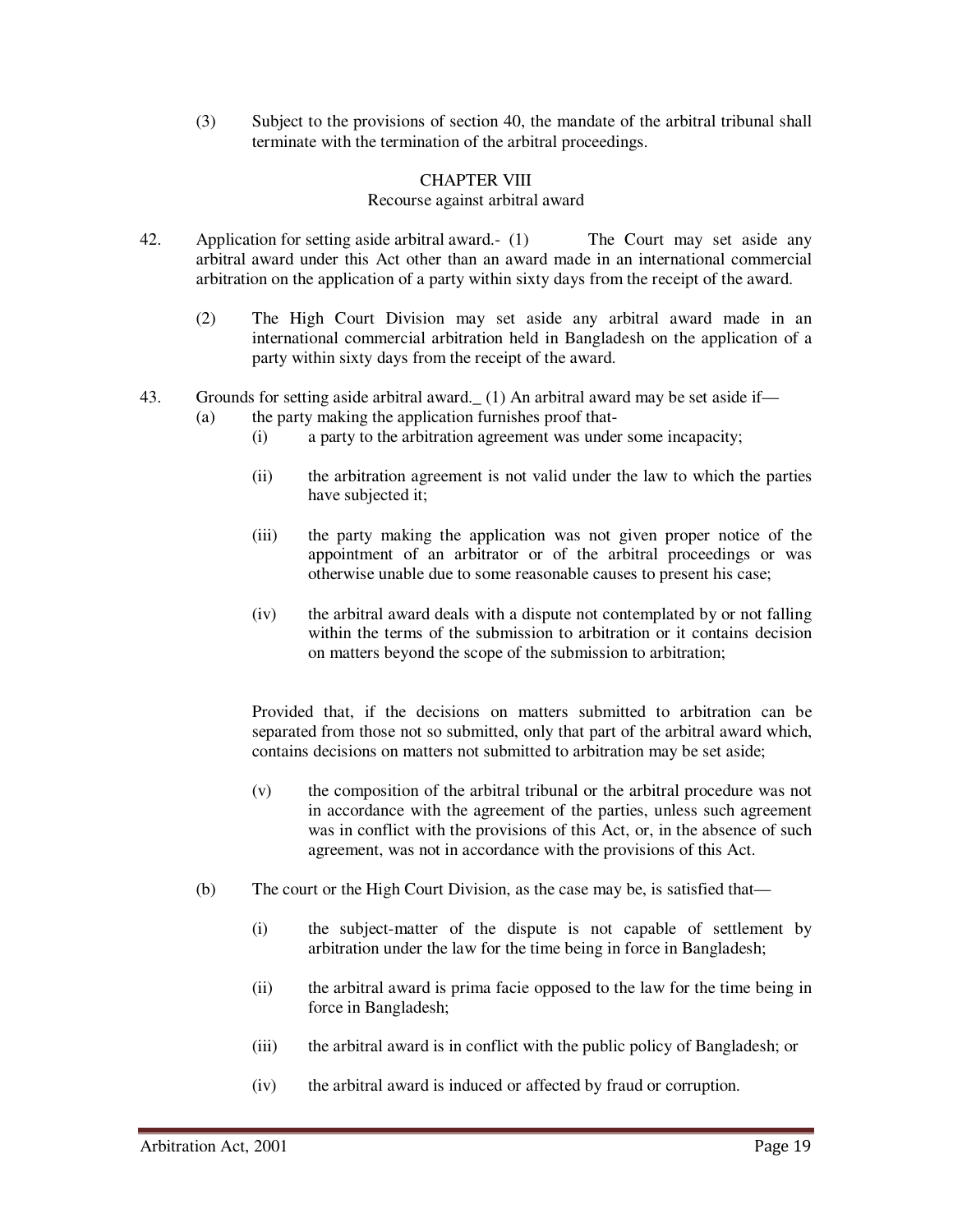(3) Subject to the provisions of section 40, the mandate of the arbitral tribunal shall terminate with the termination of the arbitral proceedings.

## CHAPTER VIII
### Recourse against arbitral award

42. Application for setting aside arbitral award.- (1) The Court may set aside any arbitral award under this Act other than an award made in an international commercial arbitration on the application of a party within sixty days from the receipt of the award.

(2) The High Court Division may set aside any arbitral award made in an international commercial arbitration held in Bangladesh on the application of a party within sixty days from the receipt of the award.

43. Grounds for setting aside arbitral award._ (1) An arbitral award may be set aside if—

(a) the party making the application furnishes proof that-

(i) a party to the arbitration agreement was under some incapacity;

(ii) the arbitration agreement is not valid under the law to which the parties have subjected it;

(iii) the party making the application was not given proper notice of the appointment of an arbitrator or of the arbitral proceedings or was otherwise unable due to some reasonable causes to present his case;

(iv) the arbitral award deals with a dispute not contemplated by or not falling within the terms of the submission to arbitration or it contains decision on matters beyond the scope of the submission to arbitration;

Provided that, if the decisions on matters submitted to arbitration can be separated from those not so submitted, only that part of the arbitral award which, contains decisions on matters not submitted to arbitration may be set aside;

(v) the composition of the arbitral tribunal or the arbitral procedure was not in accordance with the agreement of the parties, unless such agreement was in conflict with the provisions of this Act, or, in the absence of such agreement, was not in accordance with the provisions of this Act.

(b) The court or the High Court Division, as the case may be, is satisfied that—

(i) the subject-matter of the dispute is not capable of settlement by arbitration under the law for the time being in force in Bangladesh;

(ii) the arbitral award is prima facie opposed to the law for the time being in force in Bangladesh;

(iii) the arbitral award is in conflict with the public policy of Bangladesh; or

(iv) the arbitral award is induced or affected by fraud or corruption.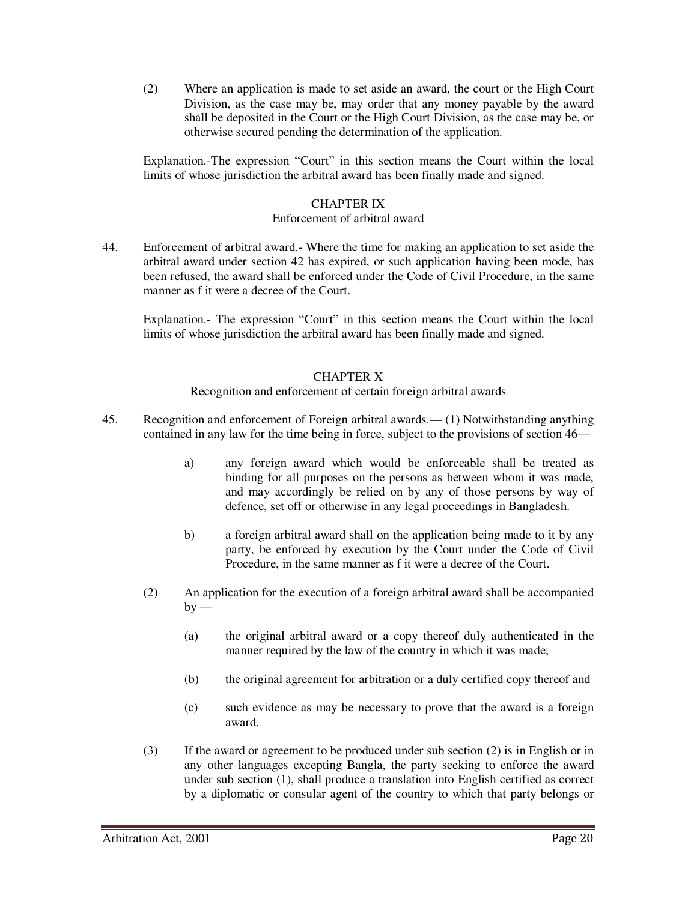(2) Where an application is made to set aside an award, the court or the High Court Division, as the case may be, may order that any money payable by the award shall be deposited in the Court or the High Court Division, as the case may be, or otherwise secured pending the determination of the application.

Explanation.-The expression "Court" in this section means the Court within the local limits of whose jurisdiction the arbitral award has been finally made and signed.

## CHAPTER IX
### Enforcement of arbitral award

44. Enforcement of arbitral award.- Where the time for making an application to set aside the arbitral award under section 42 has expired, or such application having been mode, has been refused, the award shall be enforced under the Code of Civil Procedure, in the same manner as f it were a decree of the Court.

Explanation.- The expression "Court" in this section means the Court within the local limits of whose jurisdiction the arbitral award has been finally made and signed.

## CHAPTER X
### Recognition and enforcement of certain foreign arbitral awards

45. Recognition and enforcement of Foreign arbitral awards.— (1) Notwithstanding anything contained in any law for the time being in force, subject to the provisions of section 46—

a) any foreign award which would be enforceable shall be treated as binding for all purposes on the persons as between whom it was made, and may accordingly be relied on by any of those persons by way of defence, set off or otherwise in any legal proceedings in Bangladesh.

b) a foreign arbitral award shall on the application being made to it by any party, be enforced by execution by the Court under the Code of Civil Procedure, in the same manner as f it were a decree of the Court.

(2) An application for the execution of a foreign arbitral award shall be accompanied by —

(a) the original arbitral award or a copy thereof duly authenticated in the manner required by the law of the country in which it was made;

(b) the original agreement for arbitration or a duly certified copy thereof and

(c) such evidence as may be necessary to prove that the award is a foreign award.

(3) If the award or agreement to be produced under sub section (2) is in English or in any other languages excepting Bangla, the party seeking to enforce the award under sub section (1), shall produce a translation into English certified as correct by a diplomatic or consular agent of the country to which that party belongs or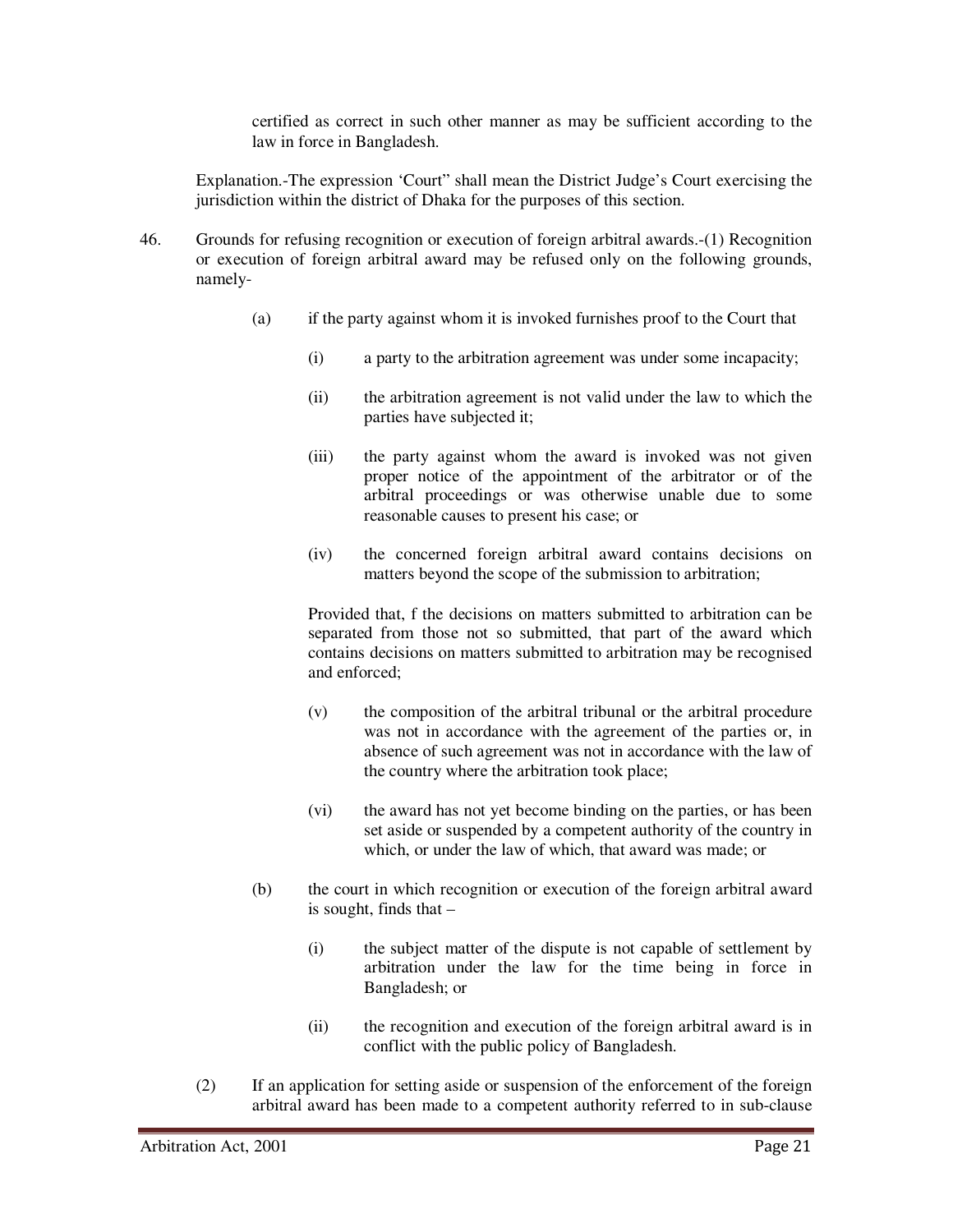certified as correct in such other manner as may be sufficient according to the law in force in Bangladesh.

Explanation.-The expression 'Court" shall mean the District Judge's Court exercising the jurisdiction within the district of Dhaka for the purposes of this section.

46. Grounds for refusing recognition or execution of foreign arbitral awards.-(1) Recognition or execution of foreign arbitral award may be refused only on the following grounds, namely-

(a) if the party against whom it is invoked furnishes proof to the Court that

(i) a party to the arbitration agreement was under some incapacity;

(ii) the arbitration agreement is not valid under the law to which the parties have subjected it;

(iii) the party against whom the award is invoked was not given proper notice of the appointment of the arbitrator or of the arbitral proceedings or was otherwise unable due to some reasonable causes to present his case; or

(iv) the concerned foreign arbitral award contains decisions on matters beyond the scope of the submission to arbitration;

Provided that, f the decisions on matters submitted to arbitration can be separated from those not so submitted, that part of the award which contains decisions on matters submitted to arbitration may be recognised and enforced;

(v) the composition of the arbitral tribunal or the arbitral procedure was not in accordance with the agreement of the parties or, in absence of such agreement was not in accordance with the law of the country where the arbitration took place;

(vi) the award has not yet become binding on the parties, or has been set aside or suspended by a competent authority of the country in which, or under the law of which, that award was made; or

(b) the court in which recognition or execution of the foreign arbitral award is sought, finds that –

(i) the subject matter of the dispute is not capable of settlement by arbitration under the law for the time being in force in Bangladesh; or

(ii) the recognition and execution of the foreign arbitral award is in conflict with the public policy of Bangladesh.

(2) If an application for setting aside or suspension of the enforcement of the foreign arbitral award has been made to a competent authority referred to in sub-clause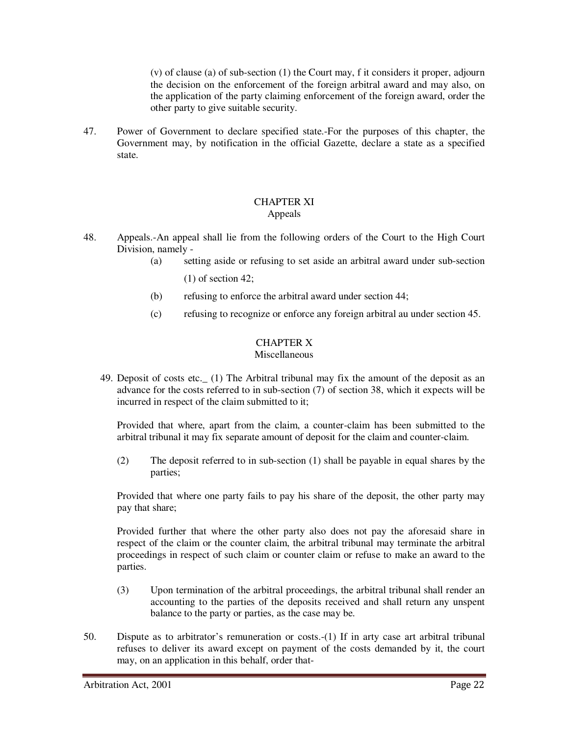(v) of clause (a) of sub-section (1) the Court may, f it considers it proper, adjourn the decision on the enforcement of the foreign arbitral award and may also, on the application of the party claiming enforcement of the foreign award, order the other party to give suitable security.

47. Power of Government to declare specified state.-For the purposes of this chapter, the Government may, by notification in the official Gazette, declare a state as a specified state.

## CHAPTER XI
### Appeals

48. Appeals.-An appeal shall lie from the following orders of the Court to the High Court Division, namely -

    (a) setting aside or refusing to set aside an arbitral award under sub-section (1) of section 42;

    (b) refusing to enforce the arbitral award under section 44;

    (c) refusing to recognize or enforce any foreign arbitral au under section 45.

## CHAPTER X
### Miscellaneous

49. Deposit of costs etc._ (1) The Arbitral tribunal may fix the amount of the deposit as an advance for the costs referred to in sub-section (7) of section 38, which it expects will be incurred in respect of the claim submitted to it;

Provided that where, apart from the claim, a counter-claim has been submitted to the arbitral tribunal it may fix separate amount of deposit for the claim and counter-claim.

(2) The deposit referred to in sub-section (1) shall be payable in equal shares by the parties;

Provided that where one party fails to pay his share of the deposit, the other party may pay that share;

Provided further that where the other party also does not pay the aforesaid share in respect of the claim or the counter claim, the arbitral tribunal may terminate the arbitral proceedings in respect of such claim or counter claim or refuse to make an award to the parties.

(3) Upon termination of the arbitral proceedings, the arbitral tribunal shall render an accounting to the parties of the deposits received and shall return any unspent balance to the party or parties, as the case may be.

50. Dispute as to arbitrator's remuneration or costs.-(1) If in arty case art arbitral tribunal refuses to deliver its award except on payment of the costs demanded by it, the court may, on an application in this behalf, order that-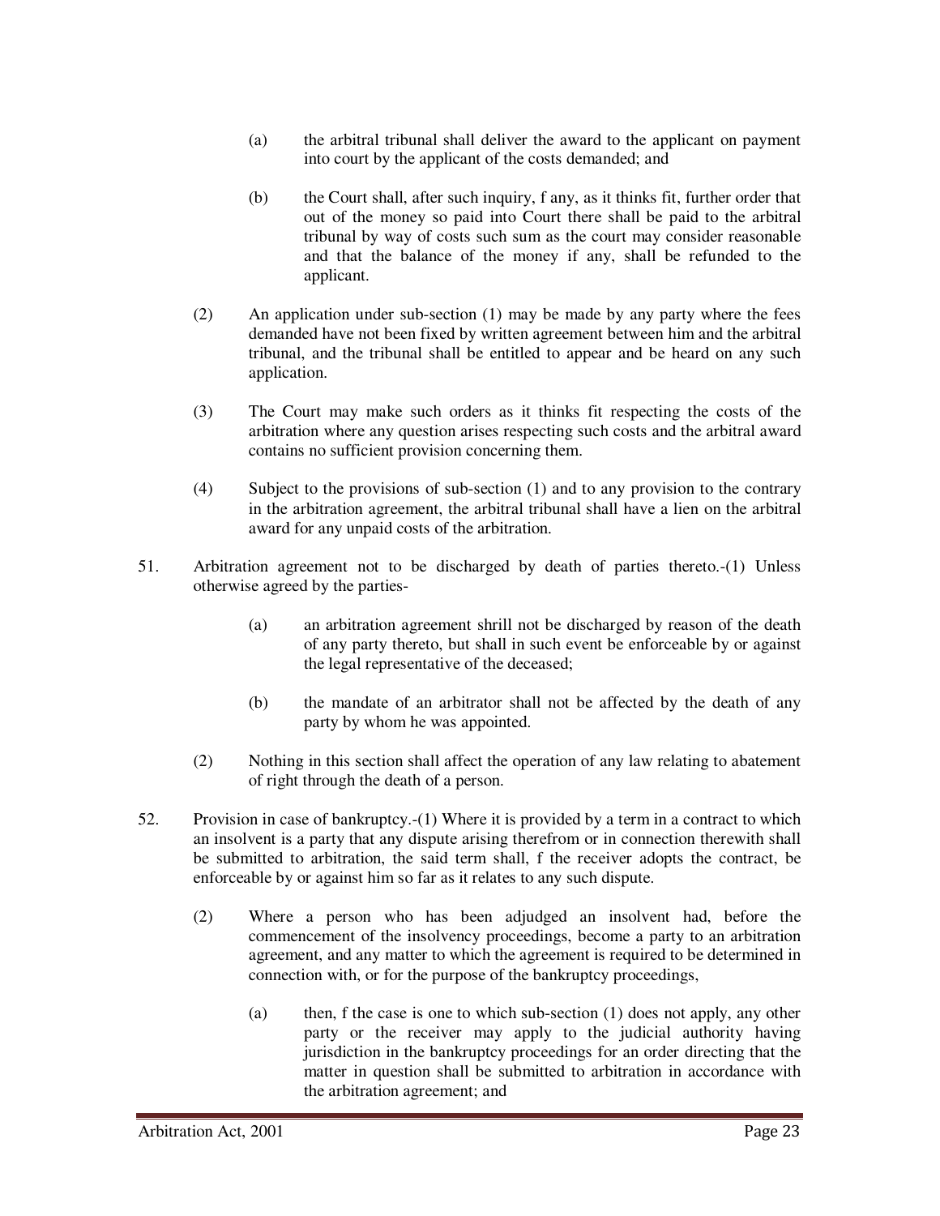(a) the arbitral tribunal shall deliver the award to the applicant on payment into court by the applicant of the costs demanded; and

(b) the Court shall, after such inquiry, f any, as it thinks fit, further order that out of the money so paid into Court there shall be paid to the arbitral tribunal by way of costs such sum as the court may consider reasonable and that the balance of the money if any, shall be refunded to the applicant.

(2) An application under sub-section (1) may be made by any party where the fees demanded have not been fixed by written agreement between him and the arbitral tribunal, and the tribunal shall be entitled to appear and be heard on any such application.

(3) The Court may make such orders as it thinks fit respecting the costs of the arbitration where any question arises respecting such costs and the arbitral award contains no sufficient provision concerning them.

(4) Subject to the provisions of sub-section (1) and to any provision to the contrary in the arbitration agreement, the arbitral tribunal shall have a lien on the arbitral award for any unpaid costs of the arbitration.

51. Arbitration agreement not to be discharged by death of parties thereto.-(1) Unless otherwise agreed by the parties-

(a) an arbitration agreement shrill not be discharged by reason of the death of any party thereto, but shall in such event be enforceable by or against the legal representative of the deceased;

(b) the mandate of an arbitrator shall not be affected by the death of any party by whom he was appointed.

(2) Nothing in this section shall affect the operation of any law relating to abatement of right through the death of a person.

52. Provision in case of bankruptcy.-(1) Where it is provided by a term in a contract to which an insolvent is a party that any dispute arising therefrom or in connection therewith shall be submitted to arbitration, the said term shall, f the receiver adopts the contract, be enforceable by or against him so far as it relates to any such dispute.

(2) Where a person who has been adjudged an insolvent had, before the commencement of the insolvency proceedings, become a party to an arbitration agreement, and any matter to which the agreement is required to be determined in connection with, or for the purpose of the bankruptcy proceedings,

(a) then, f the case is one to which sub-section (1) does not apply, any other party or the receiver may apply to the judicial authority having jurisdiction in the bankruptcy proceedings for an order directing that the matter in question shall be submitted to arbitration in accordance with the arbitration agreement; and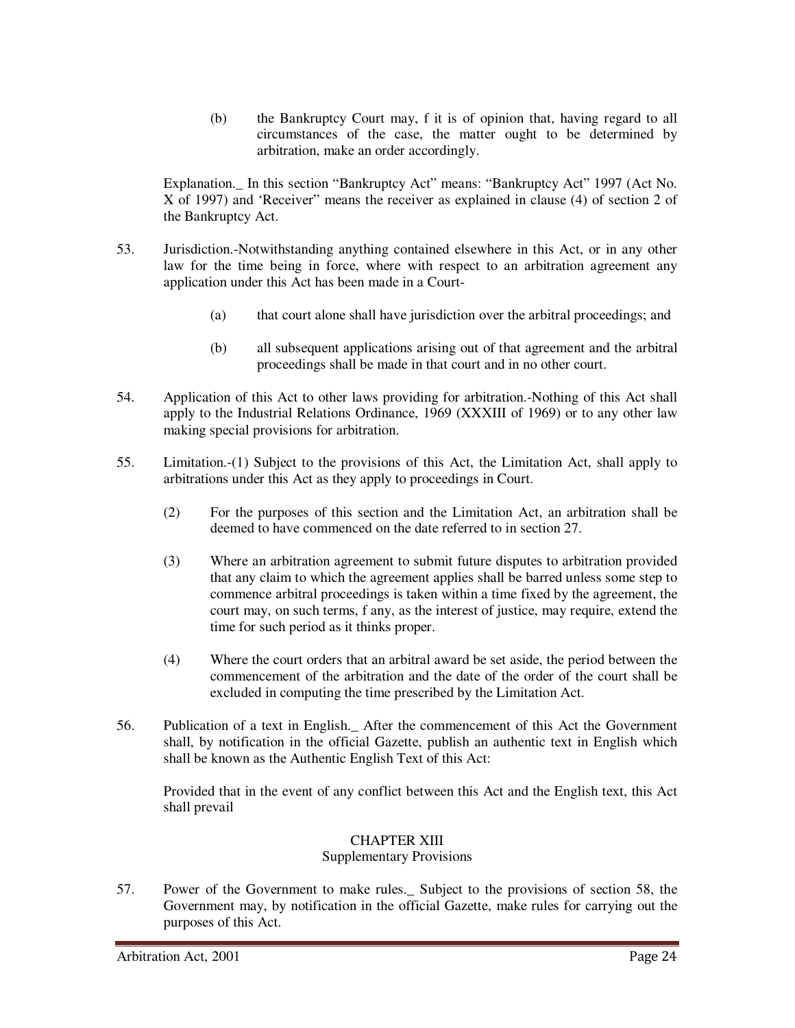(b) the Bankruptcy Court may, f it is of opinion that, having regard to all circumstances of the case, the matter ought to be determined by arbitration, make an order accordingly.

Explanation._ In this section "Bankruptcy Act" means: "Bankruptcy Act" 1997 (Act No. X of 1997) and 'Receiver" means the receiver as explained in clause (4) of section 2 of the Bankruptcy Act.

53. Jurisdiction.-Notwithstanding anything contained elsewhere in this Act, or in any other law for the time being in force, where with respect to an arbitration agreement any application under this Act has been made in a Court-

(a) that court alone shall have jurisdiction over the arbitral proceedings; and

(b) all subsequent applications arising out of that agreement and the arbitral proceedings shall be made in that court and in no other court.

54. Application of this Act to other laws providing for arbitration.-Nothing of this Act shall apply to the Industrial Relations Ordinance, 1969 (XXXIII of 1969) or to any other law making special provisions for arbitration.

55. Limitation.-(1) Subject to the provisions of this Act, the Limitation Act, shall apply to arbitrations under this Act as they apply to proceedings in Court.

(2) For the purposes of this section and the Limitation Act, an arbitration shall be deemed to have commenced on the date referred to in section 27.

(3) Where an arbitration agreement to submit future disputes to arbitration provided that any claim to which the agreement applies shall be barred unless some step to commence arbitral proceedings is taken within a time fixed by the agreement, the court may, on such terms, f any, as the interest of justice, may require, extend the time for such period as it thinks proper.

(4) Where the court orders that an arbitral award be set aside, the period between the commencement of the arbitration and the date of the order of the court shall be excluded in computing the time prescribed by the Limitation Act.

56. Publication of a text in English._ After the commencement of this Act the Government shall, by notification in the official Gazette, publish an authentic text in English which shall be known as the Authentic English Text of this Act:

Provided that in the event of any conflict between this Act and the English text, this Act shall prevail

## CHAPTER XIII
### Supplementary Provisions

57. Power of the Government to make rules._ Subject to the provisions of section 58, the Government may, by notification in the official Gazette, make rules for carrying out the purposes of this Act.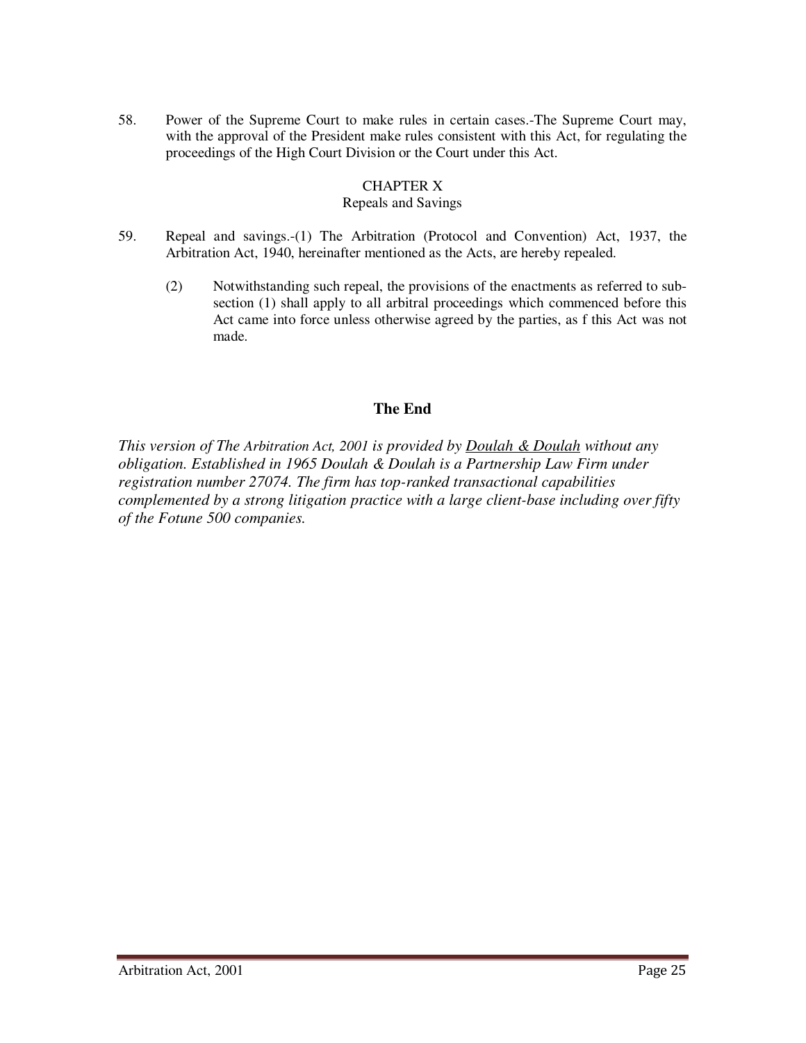58. Power of the Supreme Court to make rules in certain cases.-The Supreme Court may, with the approval of the President make rules consistent with this Act, for regulating the proceedings of the High Court Division or the Court under this Act.

## CHAPTER X
### Repeals and Savings

59. Repeal and savings.-(1) The Arbitration (Protocol and Convention) Act, 1937, the Arbitration Act, 1940, hereinafter mentioned as the Acts, are hereby repealed.

    (2) Notwithstanding such repeal, the provisions of the enactments as referred to sub-section (1) shall apply to all arbitral proceedings which commenced before this Act came into force unless otherwise agreed by the parties, as f this Act was not made.

**The End**

*This version of The Arbitration Act, 2001 is provided by Doulah & Doulah without any obligation. Established in 1965 Doulah & Doulah is a Partnership Law Firm under registration number 27074. The firm has top-ranked transactional capabilities complemented by a strong litigation practice with a large client-base including over fifty of the Fotune 500 companies.*